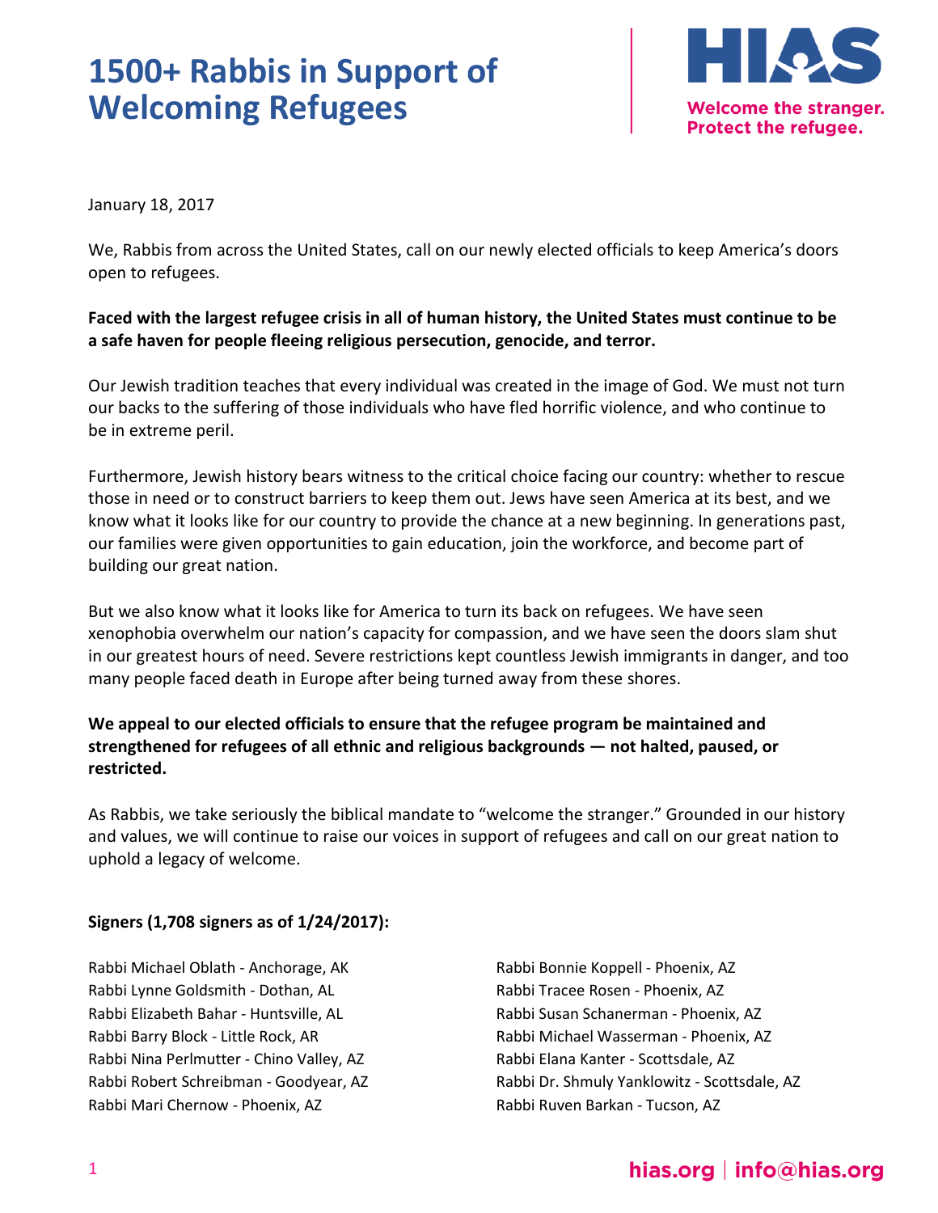# 1500+ Rabbis in Support of Welcoming Refugees

HIAS

Welcome the stranger.
Protect the refugee.

January 18, 2017

We, Rabbis from across the United States, call on our newly elected officials to keep America's doors open to refugees.

**Faced with the largest refugee crisis in all of human history, the United States must continue to be a safe haven for people fleeing religious persecution, genocide, and terror.**

Our Jewish tradition teaches that every individual was created in the image of God. We must not turn our backs to the suffering of those individuals who have fled horrific violence, and who continue to be in extreme peril.

Furthermore, Jewish history bears witness to the critical choice facing our country: whether to rescue those in need or to construct barriers to keep them out. Jews have seen America at its best, and we know what it looks like for our country to provide the chance at a new beginning. In generations past, our families were given opportunities to gain education, join the workforce, and become part of building our great nation.

But we also know what it looks like for America to turn its back on refugees. We have seen xenophobia overwhelm our nation's capacity for compassion, and we have seen the doors slam shut in our greatest hours of need. Severe restrictions kept countless Jewish immigrants in danger, and too many people faced death in Europe after being turned away from these shores.

**We appeal to our elected officials to ensure that the refugee program be maintained and strengthened for refugees of all ethnic and religious backgrounds — not halted, paused, or restricted.**

As Rabbis, we take seriously the biblical mandate to "welcome the stranger." Grounded in our history and values, we will continue to raise our voices in support of refugees and call on our great nation to uphold a legacy of welcome.

**Signers (1,708 signers as of 1/24/2017):**

Rabbi Michael Oblath - Anchorage, AK
Rabbi Lynne Goldsmith - Dothan, AL
Rabbi Elizabeth Bahar - Huntsville, AL
Rabbi Barry Block - Little Rock, AR
Rabbi Nina Perlmutter - Chino Valley, AZ
Rabbi Robert Schreibman - Goodyear, AZ
Rabbi Mari Chernow - Phoenix, AZ
Rabbi Bonnie Koppell - Phoenix, AZ
Rabbi Tracee Rosen - Phoenix, AZ
Rabbi Susan Schanerman - Phoenix, AZ
Rabbi Michael Wasserman - Phoenix, AZ
Rabbi Elana Kanter - Scottsdale, AZ
Rabbi Dr. Shmuly Yanklowitz - Scottsdale, AZ
Rabbi Ruven Barkan - Tucson, AZ

hias.org | info@hias.org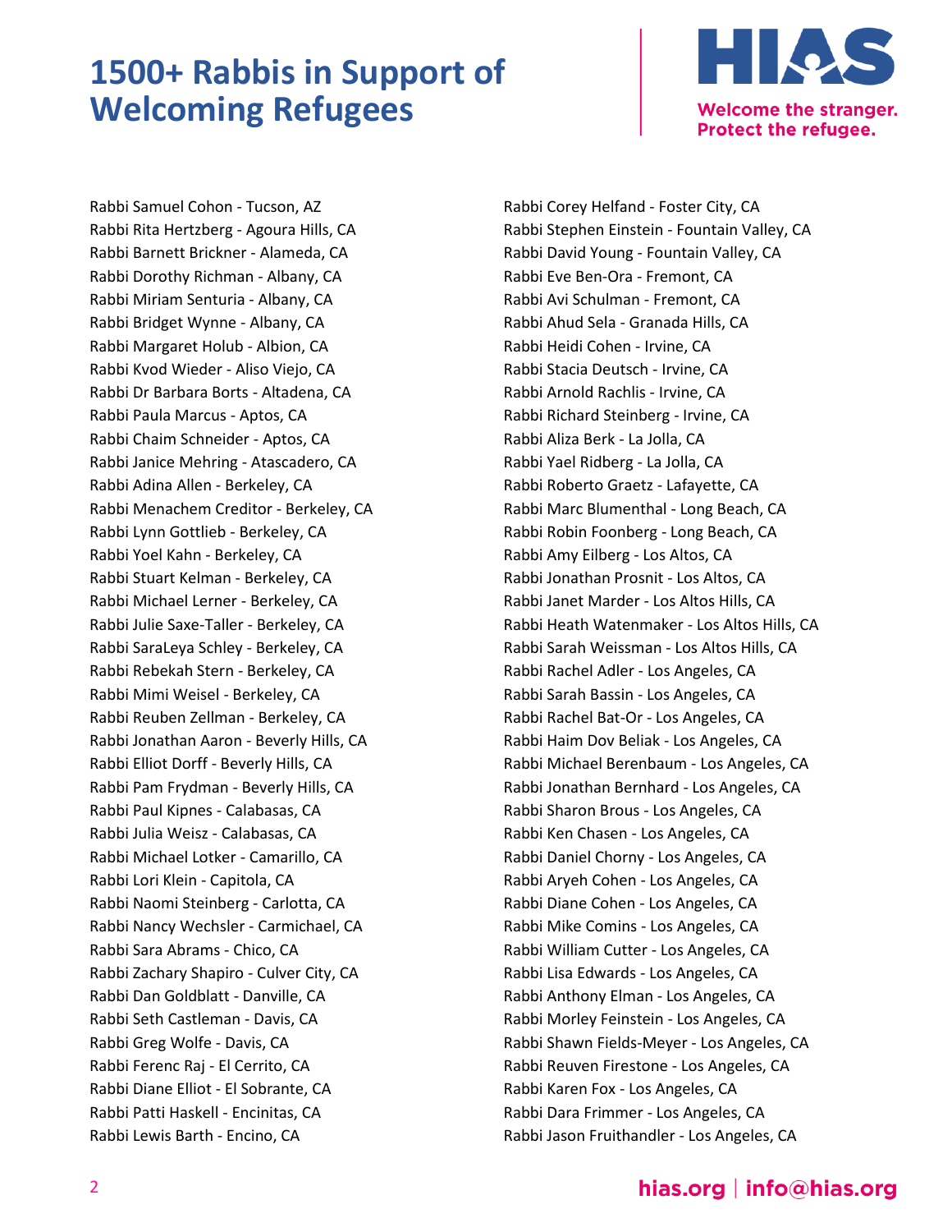# 1500+ Rabbis in Support of Welcoming Refugees

Welcome the stranger.
Protect the refugee.

Rabbi Samuel Cohon - Tucson, AZ
Rabbi Rita Hertzberg - Agoura Hills, CA
Rabbi Barnett Brickner - Alameda, CA
Rabbi Dorothy Richman - Albany, CA
Rabbi Miriam Senturia - Albany, CA
Rabbi Bridget Wynne - Albany, CA
Rabbi Margaret Holub - Albion, CA
Rabbi Kvod Wieder - Aliso Viejo, CA
Rabbi Dr Barbara Borts - Altadena, CA
Rabbi Paula Marcus - Aptos, CA
Rabbi Chaim Schneider - Aptos, CA
Rabbi Janice Mehring - Atascadero, CA
Rabbi Adina Allen - Berkeley, CA
Rabbi Menachem Creditor - Berkeley, CA
Rabbi Lynn Gottlieb - Berkeley, CA
Rabbi Yoel Kahn - Berkeley, CA
Rabbi Stuart Kelman - Berkeley, CA
Rabbi Michael Lerner - Berkeley, CA
Rabbi Julie Saxe-Taller - Berkeley, CA
Rabbi SaraLeya Schley - Berkeley, CA
Rabbi Rebekah Stern - Berkeley, CA
Rabbi Mimi Weisel - Berkeley, CA
Rabbi Reuben Zellman - Berkeley, CA
Rabbi Jonathan Aaron - Beverly Hills, CA
Rabbi Elliot Dorff - Beverly Hills, CA
Rabbi Pam Frydman - Beverly Hills, CA
Rabbi Paul Kipnes - Calabasas, CA
Rabbi Julia Weisz - Calabasas, CA
Rabbi Michael Lotker - Camarillo, CA
Rabbi Lori Klein - Capitola, CA
Rabbi Naomi Steinberg - Carlotta, CA
Rabbi Nancy Wechsler - Carmichael, CA
Rabbi Sara Abrams - Chico, CA
Rabbi Zachary Shapiro - Culver City, CA
Rabbi Dan Goldblatt - Danville, CA
Rabbi Seth Castleman - Davis, CA
Rabbi Greg Wolfe - Davis, CA
Rabbi Ferenc Raj - El Cerrito, CA
Rabbi Diane Elliot - El Sobrante, CA
Rabbi Patti Haskell - Encinitas, CA
Rabbi Lewis Barth - Encino, CA
Rabbi Corey Helfand - Foster City, CA
Rabbi Stephen Einstein - Fountain Valley, CA
Rabbi David Young - Fountain Valley, CA
Rabbi Eve Ben-Ora - Fremont, CA
Rabbi Avi Schulman - Fremont, CA
Rabbi Ahud Sela - Granada Hills, CA
Rabbi Heidi Cohen - Irvine, CA
Rabbi Stacia Deutsch - Irvine, CA
Rabbi Arnold Rachlis - Irvine, CA
Rabbi Richard Steinberg - Irvine, CA
Rabbi Aliza Berk - La Jolla, CA
Rabbi Yael Ridberg - La Jolla, CA
Rabbi Roberto Graetz - Lafayette, CA
Rabbi Marc Blumenthal - Long Beach, CA
Rabbi Robin Foonberg - Long Beach, CA
Rabbi Amy Eilberg - Los Altos, CA
Rabbi Jonathan Prosnit - Los Altos, CA
Rabbi Janet Marder - Los Altos Hills, CA
Rabbi Heath Watenmaker - Los Altos Hills, CA
Rabbi Sarah Weissman - Los Altos Hills, CA
Rabbi Rachel Adler - Los Angeles, CA
Rabbi Sarah Bassin - Los Angeles, CA
Rabbi Rachel Bat-Or - Los Angeles, CA
Rabbi Haim Dov Beliak - Los Angeles, CA
Rabbi Michael Berenbaum - Los Angeles, CA
Rabbi Jonathan Bernhard - Los Angeles, CA
Rabbi Sharon Brous - Los Angeles, CA
Rabbi Ken Chasen - Los Angeles, CA
Rabbi Daniel Chorny - Los Angeles, CA
Rabbi Aryeh Cohen - Los Angeles, CA
Rabbi Diane Cohen - Los Angeles, CA
Rabbi Mike Comins - Los Angeles, CA
Rabbi William Cutter - Los Angeles, CA
Rabbi Lisa Edwards - Los Angeles, CA
Rabbi Anthony Elman - Los Angeles, CA
Rabbi Morley Feinstein - Los Angeles, CA
Rabbi Shawn Fields-Meyer - Los Angeles, CA
Rabbi Reuven Firestone - Los Angeles, CA
Rabbi Karen Fox - Los Angeles, CA
Rabbi Dara Frimmer - Los Angeles, CA
Rabbi Jason Fruithandler - Los Angeles, CA

hias.org | info@hias.org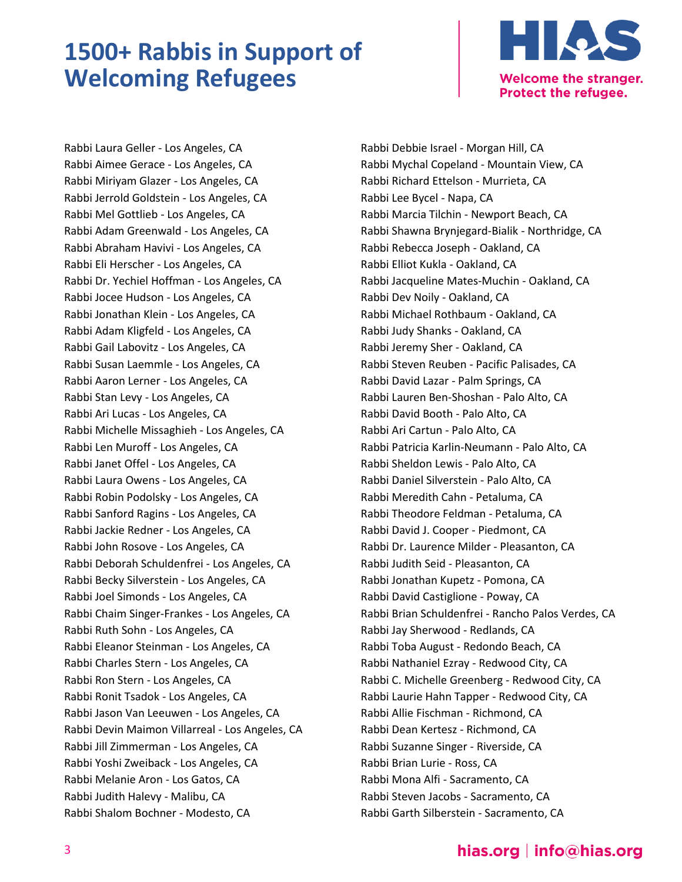# 1500+ Rabbis in Support of Welcoming Refugees

Rabbi Laura Geller - Los Angeles, CA
Rabbi Aimee Gerace - Los Angeles, CA
Rabbi Miriyam Glazer - Los Angeles, CA
Rabbi Jerrold Goldstein - Los Angeles, CA
Rabbi Mel Gottlieb - Los Angeles, CA
Rabbi Adam Greenwald - Los Angeles, CA
Rabbi Abraham Havivi - Los Angeles, CA
Rabbi Eli Herscher - Los Angeles, CA
Rabbi Dr. Yechiel Hoffman - Los Angeles, CA
Rabbi Jocee Hudson - Los Angeles, CA
Rabbi Jonathan Klein - Los Angeles, CA
Rabbi Adam Kligfeld - Los Angeles, CA
Rabbi Gail Labovitz - Los Angeles, CA
Rabbi Susan Laemmle - Los Angeles, CA
Rabbi Aaron Lerner - Los Angeles, CA
Rabbi Stan Levy - Los Angeles, CA
Rabbi Ari Lucas - Los Angeles, CA
Rabbi Michelle Missaghieh - Los Angeles, CA
Rabbi Len Muroff - Los Angeles, CA
Rabbi Janet Offel - Los Angeles, CA
Rabbi Laura Owens - Los Angeles, CA
Rabbi Robin Podolsky - Los Angeles, CA
Rabbi Sanford Ragins - Los Angeles, CA
Rabbi Jackie Redner - Los Angeles, CA
Rabbi John Rosove - Los Angeles, CA
Rabbi Deborah Schuldenfrei - Los Angeles, CA
Rabbi Becky Silverstein - Los Angeles, CA
Rabbi Joel Simonds - Los Angeles, CA
Rabbi Chaim Singer-Frankes - Los Angeles, CA
Rabbi Ruth Sohn - Los Angeles, CA
Rabbi Eleanor Steinman - Los Angeles, CA
Rabbi Charles Stern - Los Angeles, CA
Rabbi Ron Stern - Los Angeles, CA
Rabbi Ronit Tsadok - Los Angeles, CA
Rabbi Jason Van Leeuwen - Los Angeles, CA
Rabbi Devin Maimon Villarreal - Los Angeles, CA
Rabbi Jill Zimmerman - Los Angeles, CA
Rabbi Yoshi Zweiback - Los Angeles, CA
Rabbi Melanie Aron - Los Gatos, CA
Rabbi Judith Halevy - Malibu, CA
Rabbi Shalom Bochner - Modesto, CA
Rabbi Debbie Israel - Morgan Hill, CA
Rabbi Mychal Copeland - Mountain View, CA
Rabbi Richard Ettelson - Murrieta, CA
Rabbi Lee Bycel - Napa, CA
Rabbi Marcia Tilchin - Newport Beach, CA
Rabbi Shawna Brynjegard-Bialik - Northridge, CA
Rabbi Rebecca Joseph - Oakland, CA
Rabbi Elliot Kukla - Oakland, CA
Rabbi Jacqueline Mates-Muchin - Oakland, CA
Rabbi Dev Noily - Oakland, CA
Rabbi Michael Rothbaum - Oakland, CA
Rabbi Judy Shanks - Oakland, CA
Rabbi Jeremy Sher - Oakland, CA
Rabbi Steven Reuben - Pacific Palisades, CA
Rabbi David Lazar - Palm Springs, CA
Rabbi Lauren Ben-Shoshan - Palo Alto, CA
Rabbi David Booth - Palo Alto, CA
Rabbi Ari Cartun - Palo Alto, CA
Rabbi Patricia Karlin-Neumann - Palo Alto, CA
Rabbi Sheldon Lewis - Palo Alto, CA
Rabbi Daniel Silverstein - Palo Alto, CA
Rabbi Meredith Cahn - Petaluma, CA
Rabbi Theodore Feldman - Petaluma, CA
Rabbi David J. Cooper - Piedmont, CA
Rabbi Dr. Laurence Milder - Pleasanton, CA
Rabbi Judith Seid - Pleasanton, CA
Rabbi Jonathan Kupetz - Pomona, CA
Rabbi David Castiglione - Poway, CA
Rabbi Brian Schuldenfrei - Rancho Palos Verdes, CA
Rabbi Jay Sherwood - Redlands, CA
Rabbi Toba August - Redondo Beach, CA
Rabbi Nathaniel Ezray - Redwood City, CA
Rabbi C. Michelle Greenberg - Redwood City, CA
Rabbi Laurie Hahn Tapper - Redwood City, CA
Rabbi Allie Fischman - Richmond, CA
Rabbi Dean Kertesz - Richmond, CA
Rabbi Suzanne Singer - Riverside, CA
Rabbi Brian Lurie - Ross, CA
Rabbi Mona Alfi - Sacramento, CA
Rabbi Steven Jacobs - Sacramento, CA
Rabbi Garth Silberstein - Sacramento, CA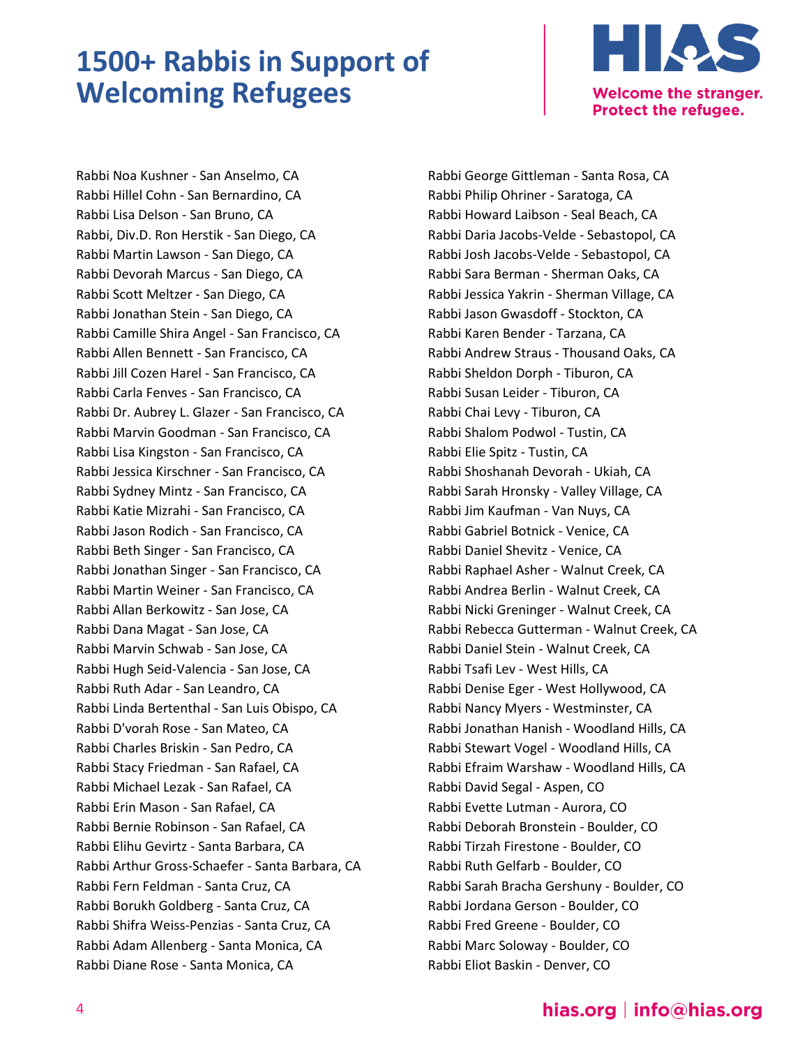# 1500+ Rabbis in Support of Welcoming Refugees

Rabbi Noa Kushner - San Anselmo, CA
Rabbi Hillel Cohn - San Bernardino, CA
Rabbi Lisa Delson - San Bruno, CA
Rabbi, Div.D. Ron Herstik - San Diego, CA
Rabbi Martin Lawson - San Diego, CA
Rabbi Devorah Marcus - San Diego, CA
Rabbi Scott Meltzer - San Diego, CA
Rabbi Jonathan Stein - San Diego, CA
Rabbi Camille Shira Angel - San Francisco, CA
Rabbi Allen Bennett - San Francisco, CA
Rabbi Jill Cozen Harel - San Francisco, CA
Rabbi Carla Fenves - San Francisco, CA
Rabbi Dr. Aubrey L. Glazer - San Francisco, CA
Rabbi Marvin Goodman - San Francisco, CA
Rabbi Lisa Kingston - San Francisco, CA
Rabbi Jessica Kirschner - San Francisco, CA
Rabbi Sydney Mintz - San Francisco, CA
Rabbi Katie Mizrahi - San Francisco, CA
Rabbi Jason Rodich - San Francisco, CA
Rabbi Beth Singer - San Francisco, CA
Rabbi Jonathan Singer - San Francisco, CA
Rabbi Martin Weiner - San Francisco, CA
Rabbi Allan Berkowitz - San Jose, CA
Rabbi Dana Magat - San Jose, CA
Rabbi Marvin Schwab - San Jose, CA
Rabbi Hugh Seid-Valencia - San Jose, CA
Rabbi Ruth Adar - San Leandro, CA
Rabbi Linda Bertenthal - San Luis Obispo, CA
Rabbi D'vorah Rose - San Mateo, CA
Rabbi Charles Briskin - San Pedro, CA
Rabbi Stacy Friedman - San Rafael, CA
Rabbi Michael Lezak - San Rafael, CA
Rabbi Erin Mason - San Rafael, CA
Rabbi Bernie Robinson - San Rafael, CA
Rabbi Elihu Gevirtz - Santa Barbara, CA
Rabbi Arthur Gross-Schaefer - Santa Barbara, CA
Rabbi Fern Feldman - Santa Cruz, CA
Rabbi Borukh Goldberg - Santa Cruz, CA
Rabbi Shifra Weiss-Penzias - Santa Cruz, CA
Rabbi Adam Allenberg - Santa Monica, CA
Rabbi Diane Rose - Santa Monica, CA
Rabbi George Gittleman - Santa Rosa, CA
Rabbi Philip Ohriner - Saratoga, CA
Rabbi Howard Laibson - Seal Beach, CA
Rabbi Daria Jacobs-Velde - Sebastopol, CA
Rabbi Josh Jacobs-Velde - Sebastopol, CA
Rabbi Sara Berman - Sherman Oaks, CA
Rabbi Jessica Yakrin - Sherman Village, CA
Rabbi Jason Gwasdoff - Stockton, CA
Rabbi Karen Bender - Tarzana, CA
Rabbi Andrew Straus - Thousand Oaks, CA
Rabbi Sheldon Dorph - Tiburon, CA
Rabbi Susan Leider - Tiburon, CA
Rabbi Chai Levy - Tiburon, CA
Rabbi Shalom Podwol - Tustin, CA
Rabbi Elie Spitz - Tustin, CA
Rabbi Shoshanah Devorah - Ukiah, CA
Rabbi Sarah Hronsky - Valley Village, CA
Rabbi Jim Kaufman - Van Nuys, CA
Rabbi Gabriel Botnick - Venice, CA
Rabbi Daniel Shevitz - Venice, CA
Rabbi Raphael Asher - Walnut Creek, CA
Rabbi Andrea Berlin - Walnut Creek, CA
Rabbi Nicki Greninger - Walnut Creek, CA
Rabbi Rebecca Gutterman - Walnut Creek, CA
Rabbi Daniel Stein - Walnut Creek, CA
Rabbi Tsafi Lev - West Hills, CA
Rabbi Denise Eger - West Hollywood, CA
Rabbi Nancy Myers - Westminster, CA
Rabbi Jonathan Hanish - Woodland Hills, CA
Rabbi Stewart Vogel - Woodland Hills, CA
Rabbi Efraim Warshaw - Woodland Hills, CA
Rabbi David Segal - Aspen, CO
Rabbi Evette Lutman - Aurora, CO
Rabbi Deborah Bronstein - Boulder, CO
Rabbi Tirzah Firestone - Boulder, CO
Rabbi Ruth Gelfarb - Boulder, CO
Rabbi Sarah Bracha Gershuny - Boulder, CO
Rabbi Jordana Gerson - Boulder, CO
Rabbi Fred Greene - Boulder, CO
Rabbi Marc Soloway - Boulder, CO
Rabbi Eliot Baskin - Denver, CO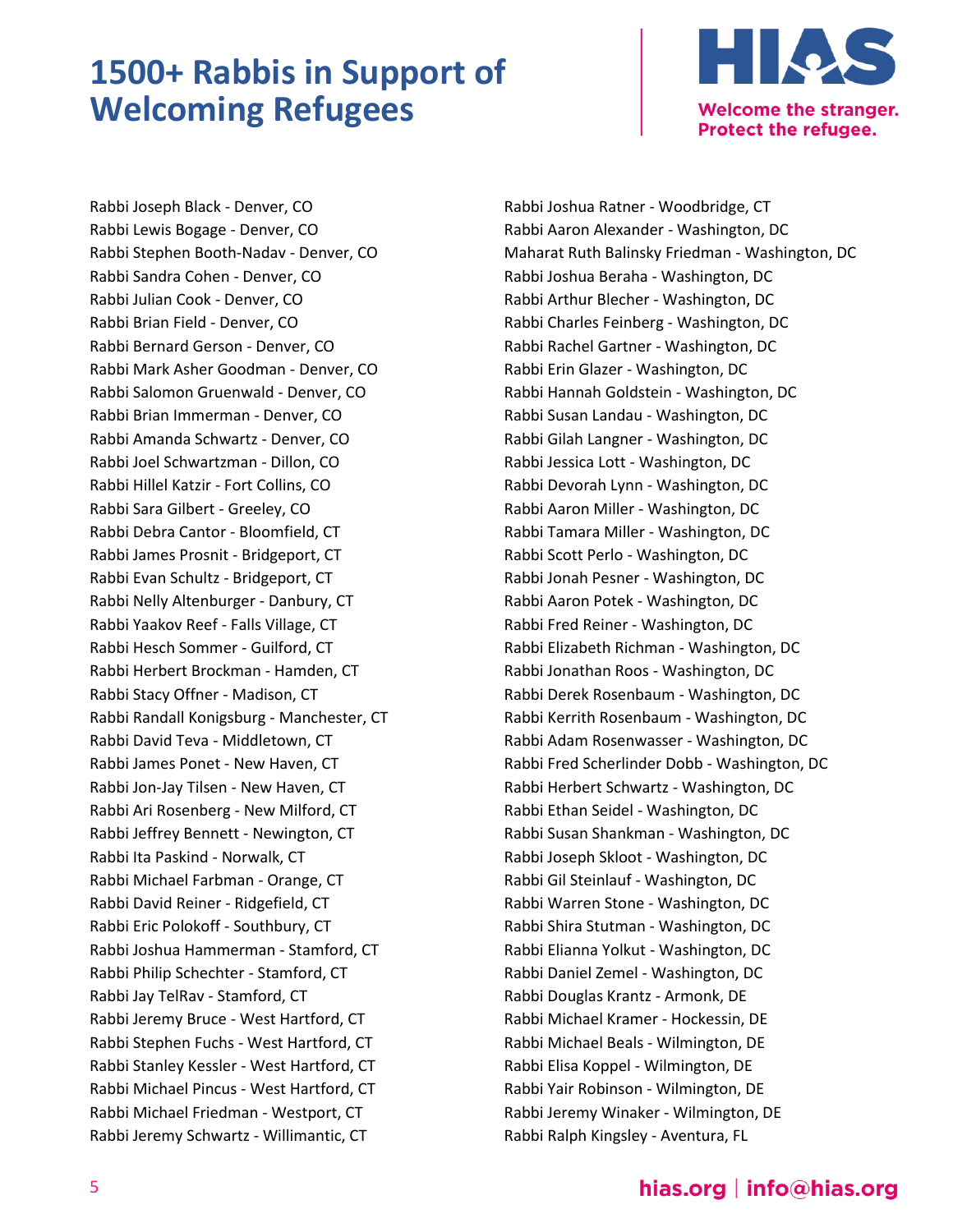# 1500+ Rabbis in Support of Welcoming Refugees

Rabbi Joseph Black - Denver, CO
Rabbi Lewis Bogage - Denver, CO
Rabbi Stephen Booth-Nadav - Denver, CO
Rabbi Sandra Cohen - Denver, CO
Rabbi Julian Cook - Denver, CO
Rabbi Brian Field - Denver, CO
Rabbi Bernard Gerson - Denver, CO
Rabbi Mark Asher Goodman - Denver, CO
Rabbi Salomon Gruenwald - Denver, CO
Rabbi Brian Immerman - Denver, CO
Rabbi Amanda Schwartz - Denver, CO
Rabbi Joel Schwartzman - Dillon, CO
Rabbi Hillel Katzir - Fort Collins, CO
Rabbi Sara Gilbert - Greeley, CO
Rabbi Debra Cantor - Bloomfield, CT
Rabbi James Prosnit - Bridgeport, CT
Rabbi Evan Schultz - Bridgeport, CT
Rabbi Nelly Altenburger - Danbury, CT
Rabbi Yaakov Reef - Falls Village, CT
Rabbi Hesch Sommer - Guilford, CT
Rabbi Herbert Brockman - Hamden, CT
Rabbi Stacy Offner - Madison, CT
Rabbi Randall Konigsburg - Manchester, CT
Rabbi David Teva - Middletown, CT
Rabbi James Ponet - New Haven, CT
Rabbi Jon-Jay Tilsen - New Haven, CT
Rabbi Ari Rosenberg - New Milford, CT
Rabbi Jeffrey Bennett - Newington, CT
Rabbi Ita Paskind - Norwalk, CT
Rabbi Michael Farbman - Orange, CT
Rabbi David Reiner - Ridgefield, CT
Rabbi Eric Polokoff - Southbury, CT
Rabbi Joshua Hammerman - Stamford, CT
Rabbi Philip Schechter - Stamford, CT
Rabbi Jay TelRav - Stamford, CT
Rabbi Jeremy Bruce - West Hartford, CT
Rabbi Stephen Fuchs - West Hartford, CT
Rabbi Stanley Kessler - West Hartford, CT
Rabbi Michael Pincus - West Hartford, CT
Rabbi Michael Friedman - Westport, CT
Rabbi Jeremy Schwartz - Willimantic, CT
Rabbi Joshua Ratner - Woodbridge, CT
Rabbi Aaron Alexander - Washington, DC
Maharat Ruth Balinsky Friedman - Washington, DC
Rabbi Joshua Beraha - Washington, DC
Rabbi Arthur Blecher - Washington, DC
Rabbi Charles Feinberg - Washington, DC
Rabbi Rachel Gartner - Washington, DC
Rabbi Erin Glazer - Washington, DC
Rabbi Hannah Goldstein - Washington, DC
Rabbi Susan Landau - Washington, DC
Rabbi Gilah Langner - Washington, DC
Rabbi Jessica Lott - Washington, DC
Rabbi Devorah Lynn - Washington, DC
Rabbi Aaron Miller - Washington, DC
Rabbi Tamara Miller - Washington, DC
Rabbi Scott Perlo - Washington, DC
Rabbi Jonah Pesner - Washington, DC
Rabbi Aaron Potek - Washington, DC
Rabbi Fred Reiner - Washington, DC
Rabbi Elizabeth Richman - Washington, DC
Rabbi Jonathan Roos - Washington, DC
Rabbi Derek Rosenbaum - Washington, DC
Rabbi Kerrith Rosenbaum - Washington, DC
Rabbi Adam Rosenwasser - Washington, DC
Rabbi Fred Scherlinder Dobb - Washington, DC
Rabbi Herbert Schwartz - Washington, DC
Rabbi Ethan Seidel - Washington, DC
Rabbi Susan Shankman - Washington, DC
Rabbi Joseph Skloot - Washington, DC
Rabbi Gil Steinlauf - Washington, DC
Rabbi Warren Stone - Washington, DC
Rabbi Shira Stutman - Washington, DC
Rabbi Elianna Yolkut - Washington, DC
Rabbi Daniel Zemel - Washington, DC
Rabbi Douglas Krantz - Armonk, DE
Rabbi Michael Kramer - Hockessin, DE
Rabbi Michael Beals - Wilmington, DE
Rabbi Elisa Koppel - Wilmington, DE
Rabbi Yair Robinson - Wilmington, DE
Rabbi Jeremy Winaker - Wilmington, DE
Rabbi Ralph Kingsley - Aventura, FL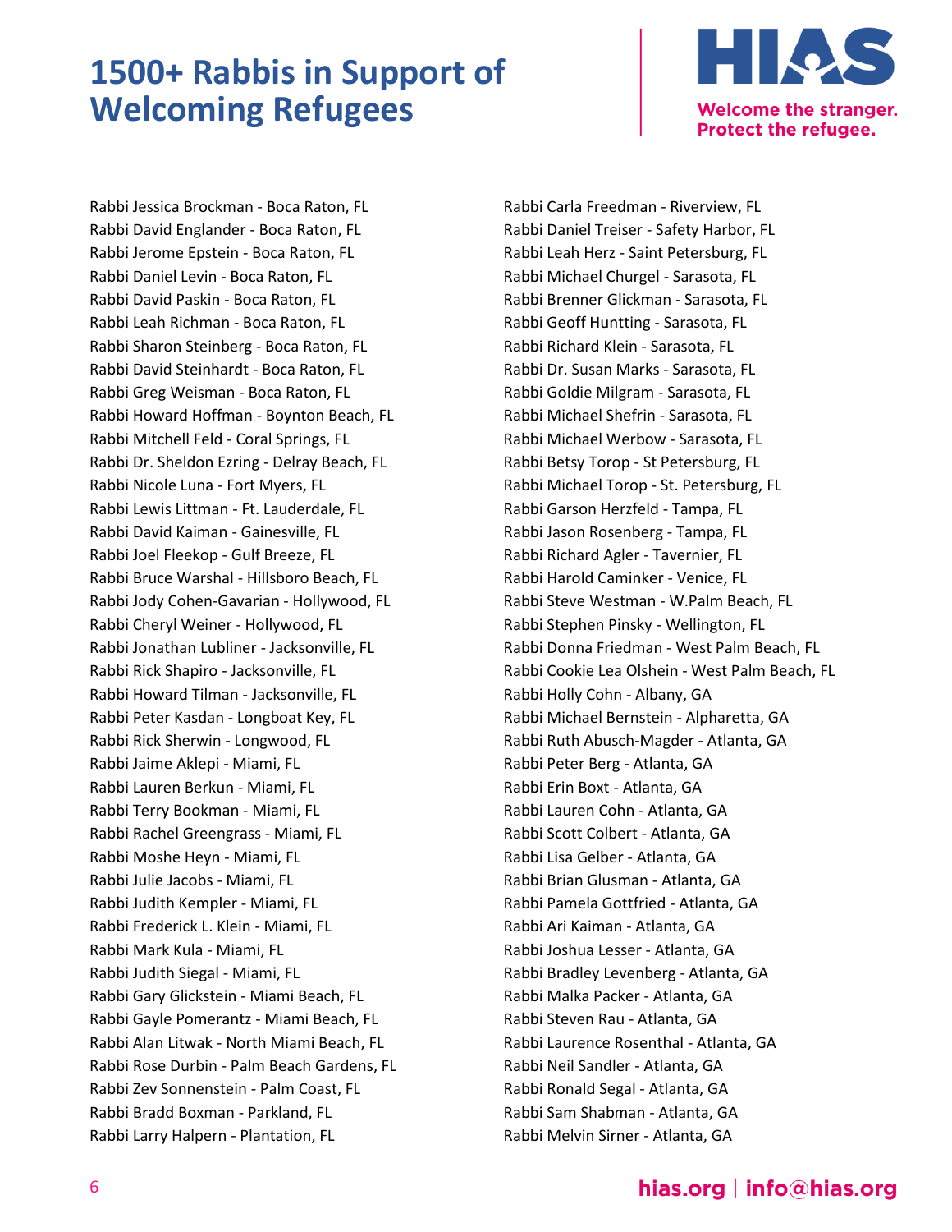# 1500+ Rabbis in Support of Welcoming Refugees

Welcome the stranger.
Protect the refugee.

Rabbi Jessica Brockman - Boca Raton, FL
Rabbi David Englander - Boca Raton, FL
Rabbi Jerome Epstein - Boca Raton, FL
Rabbi Daniel Levin - Boca Raton, FL
Rabbi David Paskin - Boca Raton, FL
Rabbi Leah Richman - Boca Raton, FL
Rabbi Sharon Steinberg - Boca Raton, FL
Rabbi David Steinhardt - Boca Raton, FL
Rabbi Greg Weisman - Boca Raton, FL
Rabbi Howard Hoffman - Boynton Beach, FL
Rabbi Mitchell Feld - Coral Springs, FL
Rabbi Dr. Sheldon Ezring - Delray Beach, FL
Rabbi Nicole Luna - Fort Myers, FL
Rabbi Lewis Littman - Ft. Lauderdale, FL
Rabbi David Kaiman - Gainesville, FL
Rabbi Joel Fleekop - Gulf Breeze, FL
Rabbi Bruce Warshal - Hillsboro Beach, FL
Rabbi Jody Cohen-Gavarian - Hollywood, FL
Rabbi Cheryl Weiner - Hollywood, FL
Rabbi Jonathan Lubliner - Jacksonville, FL
Rabbi Rick Shapiro - Jacksonville, FL
Rabbi Howard Tilman - Jacksonville, FL
Rabbi Peter Kasdan - Longboat Key, FL
Rabbi Rick Sherwin - Longwood, FL
Rabbi Jaime Aklepi - Miami, FL
Rabbi Lauren Berkun - Miami, FL
Rabbi Terry Bookman - Miami, FL
Rabbi Rachel Greengrass - Miami, FL
Rabbi Moshe Heyn - Miami, FL
Rabbi Julie Jacobs - Miami, FL
Rabbi Judith Kempler - Miami, FL
Rabbi Frederick L. Klein - Miami, FL
Rabbi Mark Kula - Miami, FL
Rabbi Judith Siegal - Miami, FL
Rabbi Gary Glickstein - Miami Beach, FL
Rabbi Gayle Pomerantz - Miami Beach, FL
Rabbi Alan Litwak - North Miami Beach, FL
Rabbi Rose Durbin - Palm Beach Gardens, FL
Rabbi Zev Sonnenstein - Palm Coast, FL
Rabbi Bradd Boxman - Parkland, FL
Rabbi Larry Halpern - Plantation, FL
Rabbi Carla Freedman - Riverview, FL
Rabbi Daniel Treiser - Safety Harbor, FL
Rabbi Leah Herz - Saint Petersburg, FL
Rabbi Michael Churgel - Sarasota, FL
Rabbi Brenner Glickman - Sarasota, FL
Rabbi Geoff Huntting - Sarasota, FL
Rabbi Richard Klein - Sarasota, FL
Rabbi Dr. Susan Marks - Sarasota, FL
Rabbi Goldie Milgram - Sarasota, FL
Rabbi Michael Shefrin - Sarasota, FL
Rabbi Michael Werbow - Sarasota, FL
Rabbi Betsy Torop - St Petersburg, FL
Rabbi Michael Torop - St. Petersburg, FL
Rabbi Garson Herzfeld - Tampa, FL
Rabbi Jason Rosenberg - Tampa, FL
Rabbi Richard Agler - Tavernier, FL
Rabbi Harold Caminker - Venice, FL
Rabbi Steve Westman - W.Palm Beach, FL
Rabbi Stephen Pinsky - Wellington, FL
Rabbi Donna Friedman - West Palm Beach, FL
Rabbi Cookie Lea Olshein - West Palm Beach, FL
Rabbi Holly Cohn - Albany, GA
Rabbi Michael Bernstein - Alpharetta, GA
Rabbi Ruth Abusch-Magder - Atlanta, GA
Rabbi Peter Berg - Atlanta, GA
Rabbi Erin Boxt - Atlanta, GA
Rabbi Lauren Cohn - Atlanta, GA
Rabbi Scott Colbert - Atlanta, GA
Rabbi Lisa Gelber - Atlanta, GA
Rabbi Brian Glusman - Atlanta, GA
Rabbi Pamela Gottfried - Atlanta, GA
Rabbi Ari Kaiman - Atlanta, GA
Rabbi Joshua Lesser - Atlanta, GA
Rabbi Bradley Levenberg - Atlanta, GA
Rabbi Malka Packer - Atlanta, GA
Rabbi Steven Rau - Atlanta, GA
Rabbi Laurence Rosenthal - Atlanta, GA
Rabbi Neil Sandler - Atlanta, GA
Rabbi Ronald Segal - Atlanta, GA
Rabbi Sam Shabman - Atlanta, GA
Rabbi Melvin Sirner - Atlanta, GA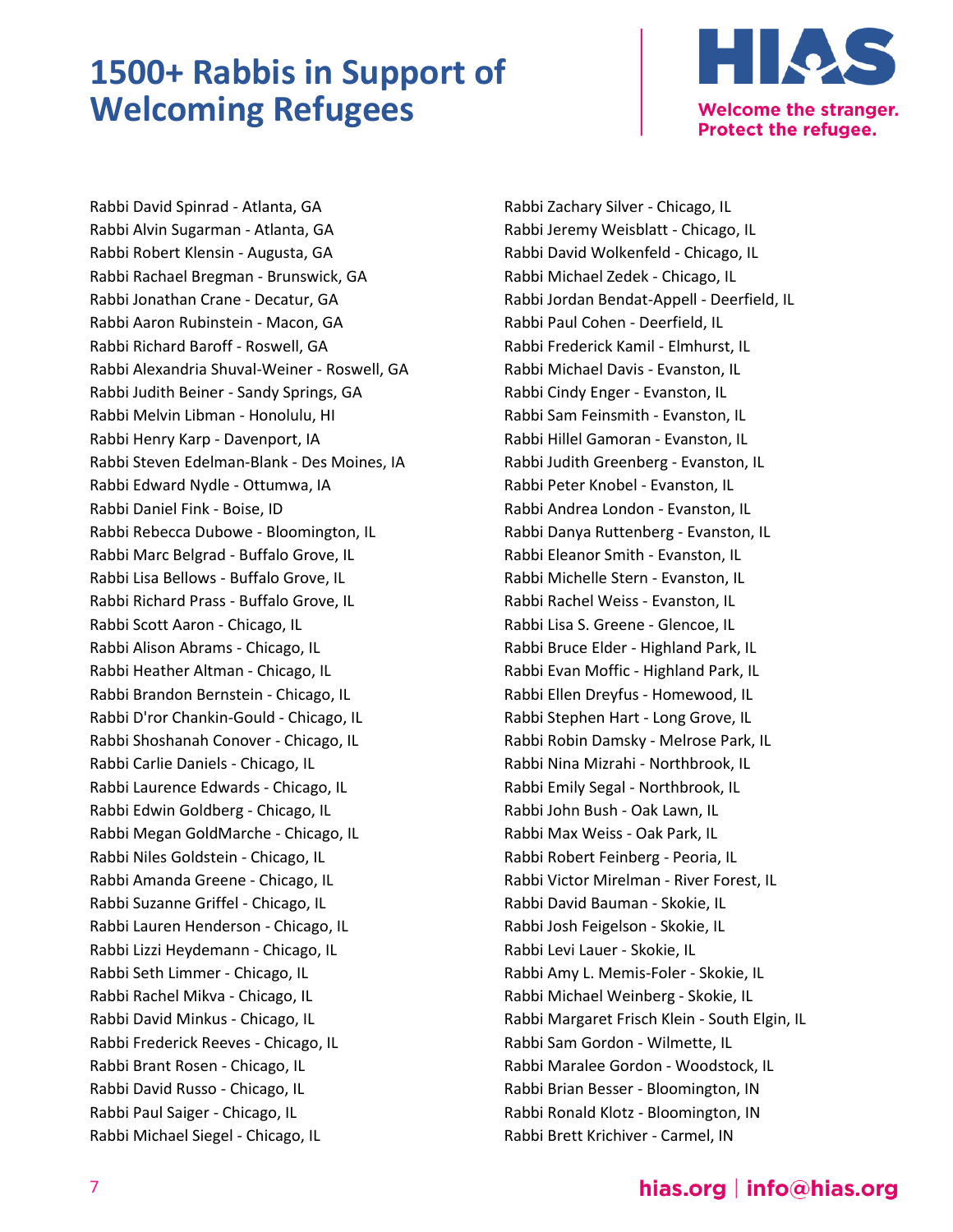# 1500+ Rabbis in Support of Welcoming Refugees

Rabbi David Spinrad - Atlanta, GA
Rabbi Alvin Sugarman - Atlanta, GA
Rabbi Robert Klensin - Augusta, GA
Rabbi Rachael Bregman - Brunswick, GA
Rabbi Jonathan Crane - Decatur, GA
Rabbi Aaron Rubinstein - Macon, GA
Rabbi Richard Baroff - Roswell, GA
Rabbi Alexandria Shuval-Weiner - Roswell, GA
Rabbi Judith Beiner - Sandy Springs, GA
Rabbi Melvin Libman - Honolulu, HI
Rabbi Henry Karp - Davenport, IA
Rabbi Steven Edelman-Blank - Des Moines, IA
Rabbi Edward Nydle - Ottumwa, IA
Rabbi Daniel Fink - Boise, ID
Rabbi Rebecca Dubowe - Bloomington, IL
Rabbi Marc Belgrad - Buffalo Grove, IL
Rabbi Lisa Bellows - Buffalo Grove, IL
Rabbi Richard Prass - Buffalo Grove, IL
Rabbi Scott Aaron - Chicago, IL
Rabbi Alison Abrams - Chicago, IL
Rabbi Heather Altman - Chicago, IL
Rabbi Brandon Bernstein - Chicago, IL
Rabbi D'ror Chankin-Gould - Chicago, IL
Rabbi Shoshanah Conover - Chicago, IL
Rabbi Carlie Daniels - Chicago, IL
Rabbi Laurence Edwards - Chicago, IL
Rabbi Edwin Goldberg - Chicago, IL
Rabbi Megan GoldMarche - Chicago, IL
Rabbi Niles Goldstein - Chicago, IL
Rabbi Amanda Greene - Chicago, IL
Rabbi Suzanne Griffel - Chicago, IL
Rabbi Lauren Henderson - Chicago, IL
Rabbi Lizzi Heydemann - Chicago, IL
Rabbi Seth Limmer - Chicago, IL
Rabbi Rachel Mikva - Chicago, IL
Rabbi David Minkus - Chicago, IL
Rabbi Frederick Reeves - Chicago, IL
Rabbi Brant Rosen - Chicago, IL
Rabbi David Russo - Chicago, IL
Rabbi Paul Saiger - Chicago, IL
Rabbi Michael Siegel - Chicago, IL
Rabbi Zachary Silver - Chicago, IL
Rabbi Jeremy Weisblatt - Chicago, IL
Rabbi David Wolkenfeld - Chicago, IL
Rabbi Michael Zedek - Chicago, IL
Rabbi Jordan Bendat-Appell - Deerfield, IL
Rabbi Paul Cohen - Deerfield, IL
Rabbi Frederick Kamil - Elmhurst, IL
Rabbi Michael Davis - Evanston, IL
Rabbi Cindy Enger - Evanston, IL
Rabbi Sam Feinsmith - Evanston, IL
Rabbi Hillel Gamoran - Evanston, IL
Rabbi Judith Greenberg - Evanston, IL
Rabbi Peter Knobel - Evanston, IL
Rabbi Andrea London - Evanston, IL
Rabbi Danya Ruttenberg - Evanston, IL
Rabbi Eleanor Smith - Evanston, IL
Rabbi Michelle Stern - Evanston, IL
Rabbi Rachel Weiss - Evanston, IL
Rabbi Lisa S. Greene - Glencoe, IL
Rabbi Bruce Elder - Highland Park, IL
Rabbi Evan Moffic - Highland Park, IL
Rabbi Ellen Dreyfus - Homewood, IL
Rabbi Stephen Hart - Long Grove, IL
Rabbi Robin Damsky - Melrose Park, IL
Rabbi Nina Mizrahi - Northbrook, IL
Rabbi Emily Segal - Northbrook, IL
Rabbi John Bush - Oak Lawn, IL
Rabbi Max Weiss - Oak Park, IL
Rabbi Robert Feinberg - Peoria, IL
Rabbi Victor Mirelman - River Forest, IL
Rabbi David Bauman - Skokie, IL
Rabbi Josh Feigelson - Skokie, IL
Rabbi Levi Lauer - Skokie, IL
Rabbi Amy L. Memis-Foler - Skokie, IL
Rabbi Michael Weinberg - Skokie, IL
Rabbi Margaret Frisch Klein - South Elgin, IL
Rabbi Sam Gordon - Wilmette, IL
Rabbi Maralee Gordon - Woodstock, IL
Rabbi Brian Besser - Bloomington, IN
Rabbi Ronald Klotz - Bloomington, IN
Rabbi Brett Krichiver - Carmel, IN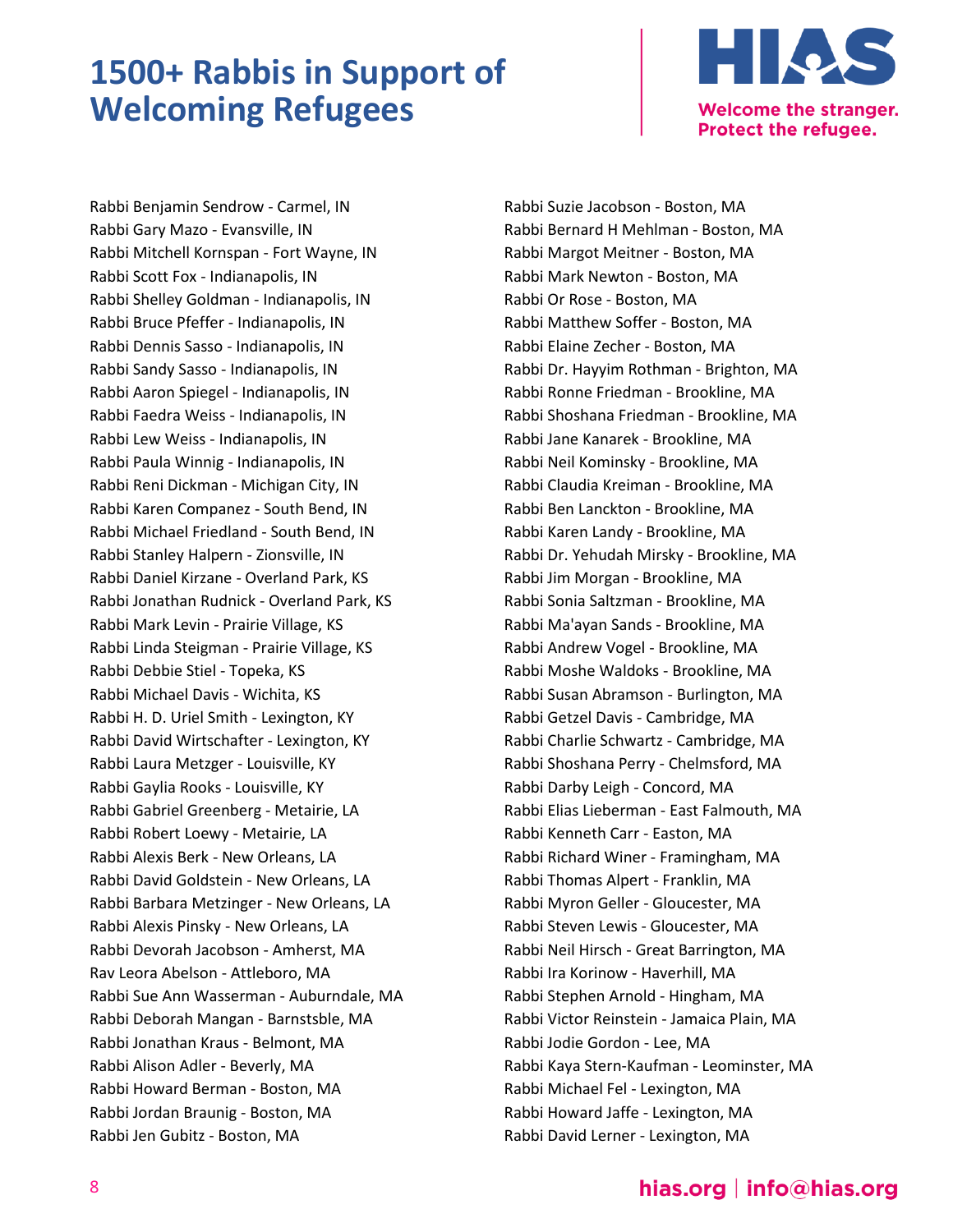# 1500+ Rabbis in Support of Welcoming Refugees

Rabbi Benjamin Sendrow - Carmel, IN
Rabbi Gary Mazo - Evansville, IN
Rabbi Mitchell Kornspan - Fort Wayne, IN
Rabbi Scott Fox - Indianapolis, IN
Rabbi Shelley Goldman - Indianapolis, IN
Rabbi Bruce Pfeffer - Indianapolis, IN
Rabbi Dennis Sasso - Indianapolis, IN
Rabbi Sandy Sasso - Indianapolis, IN
Rabbi Aaron Spiegel - Indianapolis, IN
Rabbi Faedra Weiss - Indianapolis, IN
Rabbi Lew Weiss - Indianapolis, IN
Rabbi Paula Winnig - Indianapolis, IN
Rabbi Reni Dickman - Michigan City, IN
Rabbi Karen Companez - South Bend, IN
Rabbi Michael Friedland - South Bend, IN
Rabbi Stanley Halpern - Zionsville, IN
Rabbi Daniel Kirzane - Overland Park, KS
Rabbi Jonathan Rudnick - Overland Park, KS
Rabbi Mark Levin - Prairie Village, KS
Rabbi Linda Steigman - Prairie Village, KS
Rabbi Debbie Stiel - Topeka, KS
Rabbi Michael Davis - Wichita, KS
Rabbi H. D. Uriel Smith - Lexington, KY
Rabbi David Wirtschafter - Lexington, KY
Rabbi Laura Metzger - Louisville, KY
Rabbi Gaylia Rooks - Louisville, KY
Rabbi Gabriel Greenberg - Metairie, LA
Rabbi Robert Loewy - Metairie, LA
Rabbi Alexis Berk - New Orleans, LA
Rabbi David Goldstein - New Orleans, LA
Rabbi Barbara Metzinger - New Orleans, LA
Rabbi Alexis Pinsky - New Orleans, LA
Rabbi Devorah Jacobson - Amherst, MA
Rav Leora Abelson - Attleboro, MA
Rabbi Sue Ann Wasserman - Auburndale, MA
Rabbi Deborah Mangan - Barnstsble, MA
Rabbi Jonathan Kraus - Belmont, MA
Rabbi Alison Adler - Beverly, MA
Rabbi Howard Berman - Boston, MA
Rabbi Jordan Braunig - Boston, MA
Rabbi Jen Gubitz - Boston, MA
Rabbi Suzie Jacobson - Boston, MA
Rabbi Bernard H Mehlman - Boston, MA
Rabbi Margot Meitner - Boston, MA
Rabbi Mark Newton - Boston, MA
Rabbi Or Rose - Boston, MA
Rabbi Matthew Soffer - Boston, MA
Rabbi Elaine Zecher - Boston, MA
Rabbi Dr. Hayyim Rothman - Brighton, MA
Rabbi Ronne Friedman - Brookline, MA
Rabbi Shoshana Friedman - Brookline, MA
Rabbi Jane Kanarek - Brookline, MA
Rabbi Neil Kominsky - Brookline, MA
Rabbi Claudia Kreiman - Brookline, MA
Rabbi Ben Lanckton - Brookline, MA
Rabbi Karen Landy - Brookline, MA
Rabbi Dr. Yehudah Mirsky - Brookline, MA
Rabbi Jim Morgan - Brookline, MA
Rabbi Sonia Saltzman - Brookline, MA
Rabbi Ma'ayan Sands - Brookline, MA
Rabbi Andrew Vogel - Brookline, MA
Rabbi Moshe Waldoks - Brookline, MA
Rabbi Susan Abramson - Burlington, MA
Rabbi Getzel Davis - Cambridge, MA
Rabbi Charlie Schwartz - Cambridge, MA
Rabbi Shoshana Perry - Chelmsford, MA
Rabbi Darby Leigh - Concord, MA
Rabbi Elias Lieberman - East Falmouth, MA
Rabbi Kenneth Carr - Easton, MA
Rabbi Richard Winer - Framingham, MA
Rabbi Thomas Alpert - Franklin, MA
Rabbi Myron Geller - Gloucester, MA
Rabbi Steven Lewis - Gloucester, MA
Rabbi Neil Hirsch - Great Barrington, MA
Rabbi Ira Korinow - Haverhill, MA
Rabbi Stephen Arnold - Hingham, MA
Rabbi Victor Reinstein - Jamaica Plain, MA
Rabbi Jodie Gordon - Lee, MA
Rabbi Kaya Stern-Kaufman - Leominster, MA
Rabbi Michael Fel - Lexington, MA
Rabbi Howard Jaffe - Lexington, MA
Rabbi David Lerner - Lexington, MA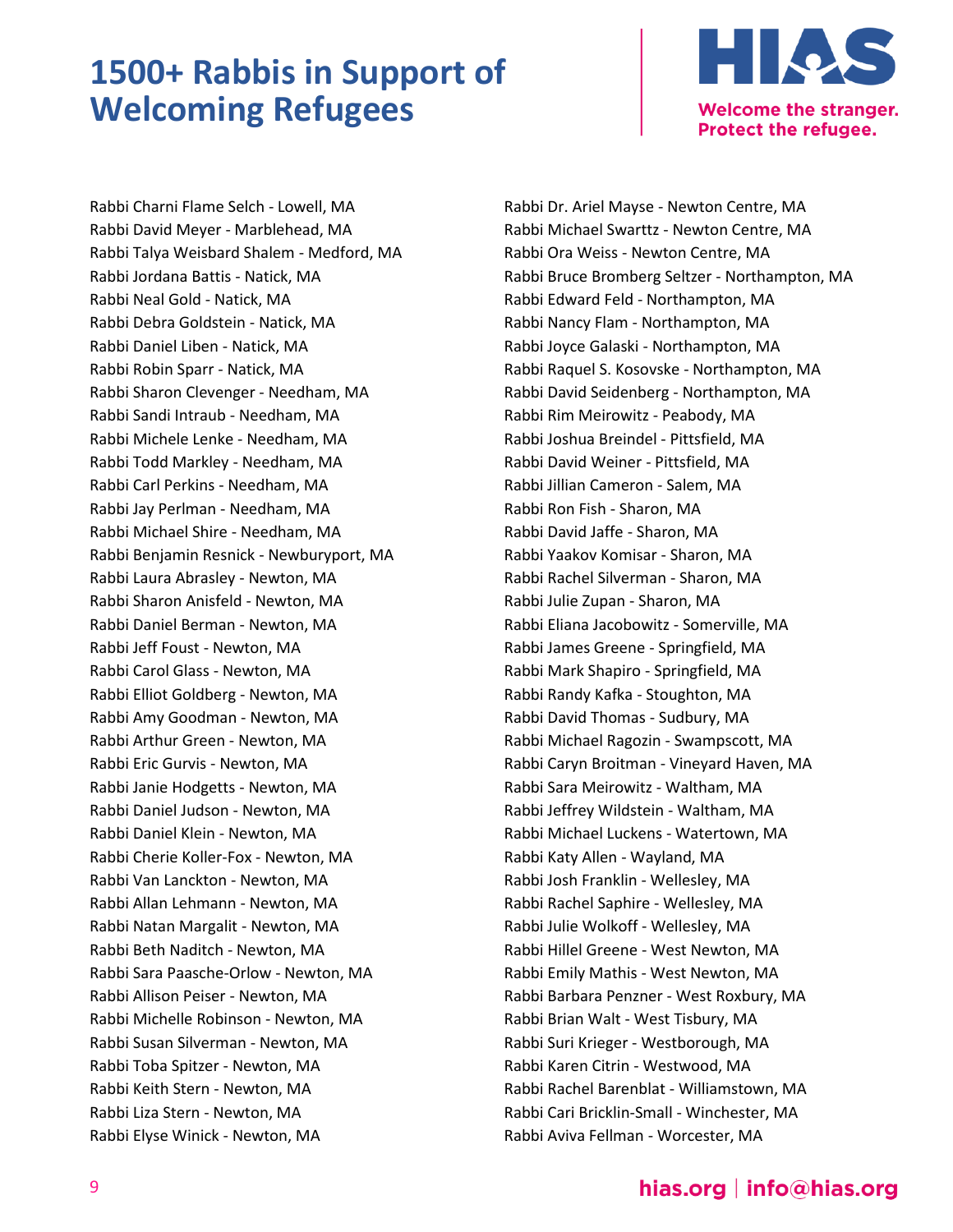# 1500+ Rabbis in Support of Welcoming Refugees

Rabbi Charni Flame Selch - Lowell, MA
Rabbi David Meyer - Marblehead, MA
Rabbi Talya Weisbard Shalem - Medford, MA
Rabbi Jordana Battis - Natick, MA
Rabbi Neal Gold - Natick, MA
Rabbi Debra Goldstein - Natick, MA
Rabbi Daniel Liben - Natick, MA
Rabbi Robin Sparr - Natick, MA
Rabbi Sharon Clevenger - Needham, MA
Rabbi Sandi Intraub - Needham, MA
Rabbi Michele Lenke - Needham, MA
Rabbi Todd Markley - Needham, MA
Rabbi Carl Perkins - Needham, MA
Rabbi Jay Perlman - Needham, MA
Rabbi Michael Shire - Needham, MA
Rabbi Benjamin Resnick - Newburyport, MA
Rabbi Laura Abrasley - Newton, MA
Rabbi Sharon Anisfeld - Newton, MA
Rabbi Daniel Berman - Newton, MA
Rabbi Jeff Foust - Newton, MA
Rabbi Carol Glass - Newton, MA
Rabbi Elliot Goldberg - Newton, MA
Rabbi Amy Goodman - Newton, MA
Rabbi Arthur Green - Newton, MA
Rabbi Eric Gurvis - Newton, MA
Rabbi Janie Hodgetts - Newton, MA
Rabbi Daniel Judson - Newton, MA
Rabbi Daniel Klein - Newton, MA
Rabbi Cherie Koller-Fox - Newton, MA
Rabbi Van Lanckton - Newton, MA
Rabbi Allan Lehmann - Newton, MA
Rabbi Natan Margalit - Newton, MA
Rabbi Beth Naditch - Newton, MA
Rabbi Sara Paasche-Orlow - Newton, MA
Rabbi Allison Peiser - Newton, MA
Rabbi Michelle Robinson - Newton, MA
Rabbi Susan Silverman - Newton, MA
Rabbi Toba Spitzer - Newton, MA
Rabbi Keith Stern - Newton, MA
Rabbi Liza Stern - Newton, MA
Rabbi Elyse Winick - Newton, MA
Rabbi Dr. Ariel Mayse - Newton Centre, MA
Rabbi Michael Swarttz - Newton Centre, MA
Rabbi Ora Weiss - Newton Centre, MA
Rabbi Bruce Bromberg Seltzer - Northampton, MA
Rabbi Edward Feld - Northampton, MA
Rabbi Nancy Flam - Northampton, MA
Rabbi Joyce Galaski - Northampton, MA
Rabbi Raquel S. Kosovske - Northampton, MA
Rabbi David Seidenberg - Northampton, MA
Rabbi Rim Meirowitz - Peabody, MA
Rabbi Joshua Breindel - Pittsfield, MA
Rabbi David Weiner - Pittsfield, MA
Rabbi Jillian Cameron - Salem, MA
Rabbi Ron Fish - Sharon, MA
Rabbi David Jaffe - Sharon, MA
Rabbi Yaakov Komisar - Sharon, MA
Rabbi Rachel Silverman - Sharon, MA
Rabbi Julie Zupan - Sharon, MA
Rabbi Eliana Jacobowitz - Somerville, MA
Rabbi James Greene - Springfield, MA
Rabbi Mark Shapiro - Springfield, MA
Rabbi Randy Kafka - Stoughton, MA
Rabbi David Thomas - Sudbury, MA
Rabbi Michael Ragozin - Swampscott, MA
Rabbi Caryn Broitman - Vineyard Haven, MA
Rabbi Sara Meirowitz - Waltham, MA
Rabbi Jeffrey Wildstein - Waltham, MA
Rabbi Michael Luckens - Watertown, MA
Rabbi Katy Allen - Wayland, MA
Rabbi Josh Franklin - Wellesley, MA
Rabbi Rachel Saphire - Wellesley, MA
Rabbi Julie Wolkoff - Wellesley, MA
Rabbi Hillel Greene - West Newton, MA
Rabbi Emily Mathis - West Newton, MA
Rabbi Barbara Penzner - West Roxbury, MA
Rabbi Brian Walt - West Tisbury, MA
Rabbi Suri Krieger - Westborough, MA
Rabbi Karen Citrin - Westwood, MA
Rabbi Rachel Barenblat - Williamstown, MA
Rabbi Cari Bricklin-Small - Winchester, MA
Rabbi Aviva Fellman - Worcester, MA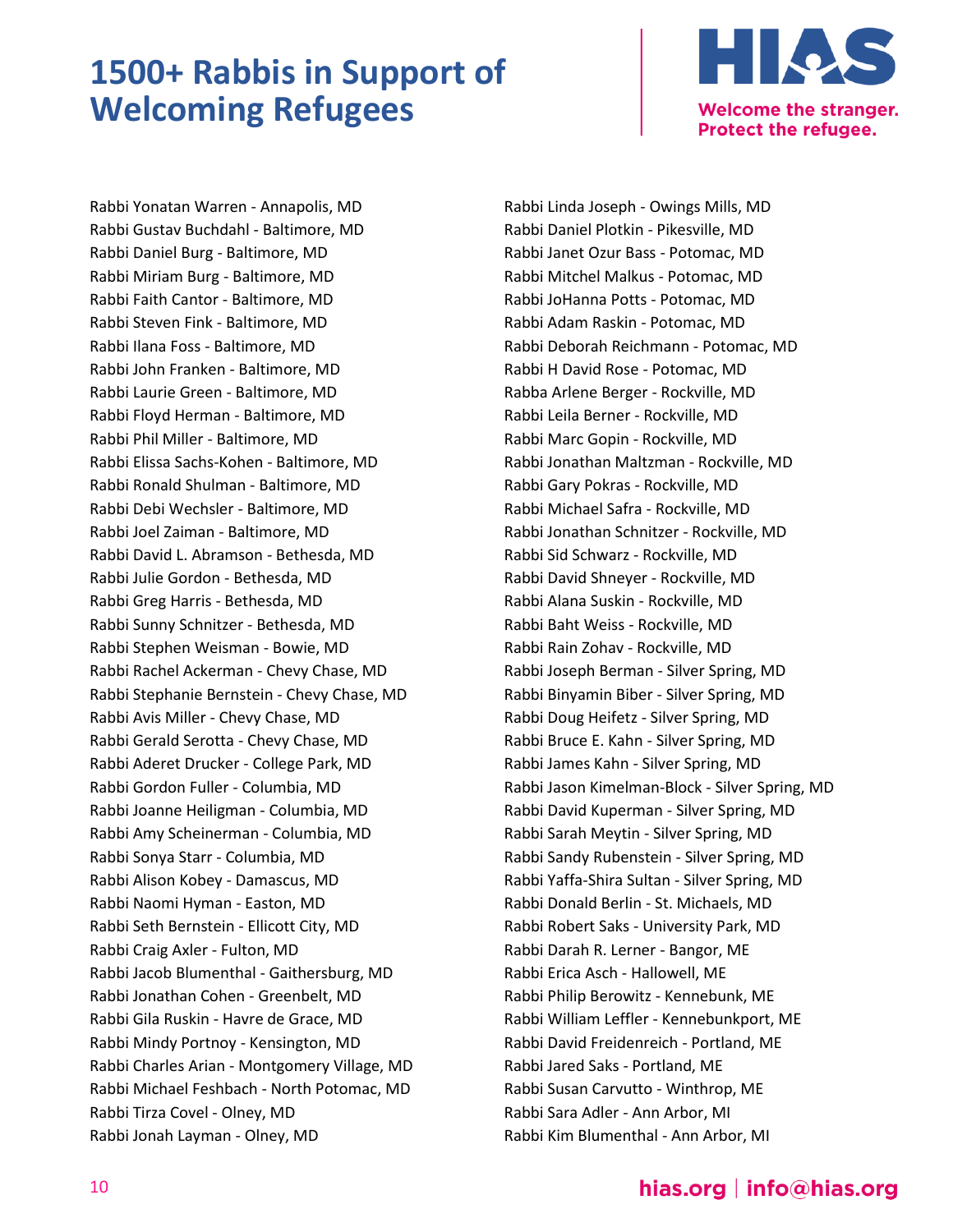# 1500+ Rabbis in Support of Welcoming Refugees

Rabbi Yonatan Warren - Annapolis, MD
Rabbi Gustav Buchdahl - Baltimore, MD
Rabbi Daniel Burg - Baltimore, MD
Rabbi Miriam Burg - Baltimore, MD
Rabbi Faith Cantor - Baltimore, MD
Rabbi Steven Fink - Baltimore, MD
Rabbi Ilana Foss - Baltimore, MD
Rabbi John Franken - Baltimore, MD
Rabbi Laurie Green - Baltimore, MD
Rabbi Floyd Herman - Baltimore, MD
Rabbi Phil Miller - Baltimore, MD
Rabbi Elissa Sachs-Kohen - Baltimore, MD
Rabbi Ronald Shulman - Baltimore, MD
Rabbi Debi Wechsler - Baltimore, MD
Rabbi Joel Zaiman - Baltimore, MD
Rabbi David L. Abramson - Bethesda, MD
Rabbi Julie Gordon - Bethesda, MD
Rabbi Greg Harris - Bethesda, MD
Rabbi Sunny Schnitzer - Bethesda, MD
Rabbi Stephen Weisman - Bowie, MD
Rabbi Rachel Ackerman - Chevy Chase, MD
Rabbi Stephanie Bernstein - Chevy Chase, MD
Rabbi Avis Miller - Chevy Chase, MD
Rabbi Gerald Serotta - Chevy Chase, MD
Rabbi Aderet Drucker - College Park, MD
Rabbi Gordon Fuller - Columbia, MD
Rabbi Joanne Heiligman - Columbia, MD
Rabbi Amy Scheinerman - Columbia, MD
Rabbi Sonya Starr - Columbia, MD
Rabbi Alison Kobey - Damascus, MD
Rabbi Naomi Hyman - Easton, MD
Rabbi Seth Bernstein - Ellicott City, MD
Rabbi Craig Axler - Fulton, MD
Rabbi Jacob Blumenthal - Gaithersburg, MD
Rabbi Jonathan Cohen - Greenbelt, MD
Rabbi Gila Ruskin - Havre de Grace, MD
Rabbi Mindy Portnoy - Kensington, MD
Rabbi Charles Arian - Montgomery Village, MD
Rabbi Michael Feshbach - North Potomac, MD
Rabbi Tirza Covel - Olney, MD
Rabbi Jonah Layman - Olney, MD
Rabbi Linda Joseph - Owings Mills, MD
Rabbi Daniel Plotkin - Pikesville, MD
Rabbi Janet Ozur Bass - Potomac, MD
Rabbi Mitchel Malkus - Potomac, MD
Rabbi JoHanna Potts - Potomac, MD
Rabbi Adam Raskin - Potomac, MD
Rabbi Deborah Reichmann - Potomac, MD
Rabbi H David Rose - Potomac, MD
Rabba Arlene Berger - Rockville, MD
Rabbi Leila Berner - Rockville, MD
Rabbi Marc Gopin - Rockville, MD
Rabbi Jonathan Maltzman - Rockville, MD
Rabbi Gary Pokras - Rockville, MD
Rabbi Michael Safra - Rockville, MD
Rabbi Jonathan Schnitzer - Rockville, MD
Rabbi Sid Schwarz - Rockville, MD
Rabbi David Shneyer - Rockville, MD
Rabbi Alana Suskin - Rockville, MD
Rabbi Baht Weiss - Rockville, MD
Rabbi Rain Zohav - Rockville, MD
Rabbi Joseph Berman - Silver Spring, MD
Rabbi Binyamin Biber - Silver Spring, MD
Rabbi Doug Heifetz - Silver Spring, MD
Rabbi Bruce E. Kahn - Silver Spring, MD
Rabbi James Kahn - Silver Spring, MD
Rabbi Jason Kimelman-Block - Silver Spring, MD
Rabbi David Kuperman - Silver Spring, MD
Rabbi Sarah Meytin - Silver Spring, MD
Rabbi Sandy Rubenstein - Silver Spring, MD
Rabbi Yaffa-Shira Sultan - Silver Spring, MD
Rabbi Donald Berlin - St. Michaels, MD
Rabbi Robert Saks - University Park, MD
Rabbi Darah R. Lerner - Bangor, ME
Rabbi Erica Asch - Hallowell, ME
Rabbi Philip Berowitz - Kennebunk, ME
Rabbi William Leffler - Kennebunkport, ME
Rabbi David Freidenreich - Portland, ME
Rabbi Jared Saks - Portland, ME
Rabbi Susan Carvutto - Winthrop, ME
Rabbi Sara Adler - Ann Arbor, MI
Rabbi Kim Blumenthal - Ann Arbor, MI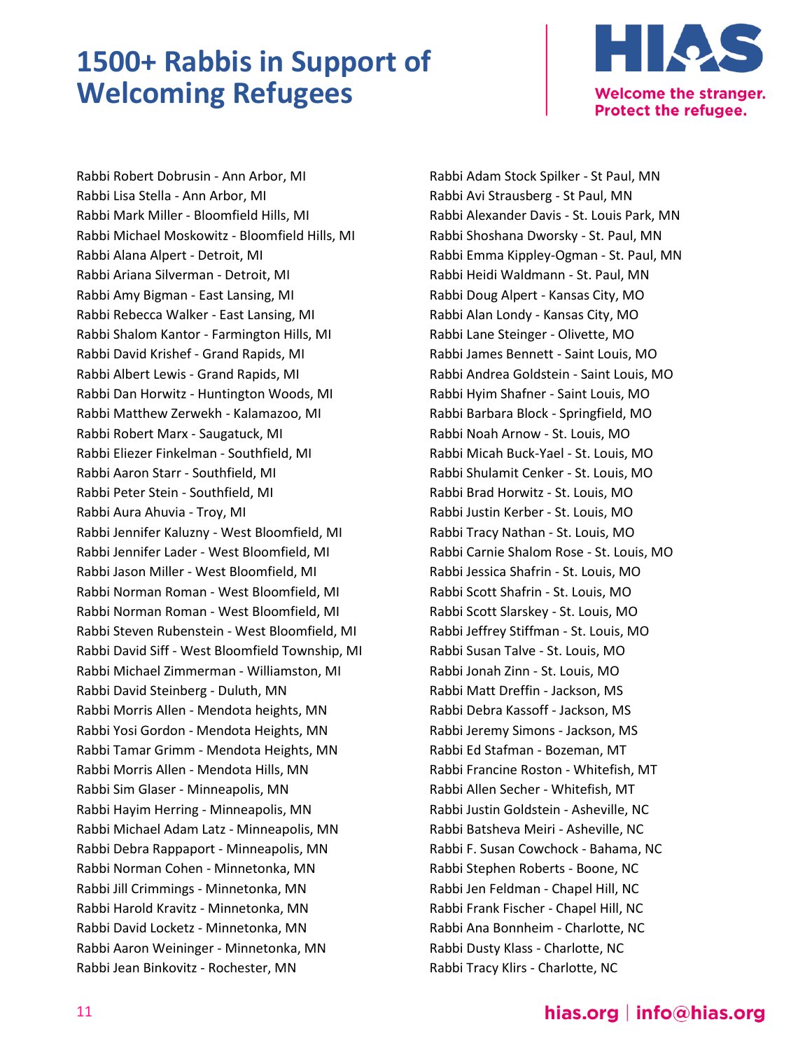# 1500+ Rabbis in Support of Welcoming Refugees

Rabbi Robert Dobrusin - Ann Arbor, MI
Rabbi Lisa Stella - Ann Arbor, MI
Rabbi Mark Miller - Bloomfield Hills, MI
Rabbi Michael Moskowitz - Bloomfield Hills, MI
Rabbi Alana Alpert - Detroit, MI
Rabbi Ariana Silverman - Detroit, MI
Rabbi Amy Bigman - East Lansing, MI
Rabbi Rebecca Walker - East Lansing, MI
Rabbi Shalom Kantor - Farmington Hills, MI
Rabbi David Krishef - Grand Rapids, MI
Rabbi Albert Lewis - Grand Rapids, MI
Rabbi Dan Horwitz - Huntington Woods, MI
Rabbi Matthew Zerwekh - Kalamazoo, MI
Rabbi Robert Marx - Saugatuck, MI
Rabbi Eliezer Finkelman - Southfield, MI
Rabbi Aaron Starr - Southfield, MI
Rabbi Peter Stein - Southfield, MI
Rabbi Aura Ahuvia - Troy, MI
Rabbi Jennifer Kaluzny - West Bloomfield, MI
Rabbi Jennifer Lader - West Bloomfield, MI
Rabbi Jason Miller - West Bloomfield, MI
Rabbi Norman Roman - West Bloomfield, MI
Rabbi Norman Roman - West Bloomfield, MI
Rabbi Steven Rubenstein - West Bloomfield, MI
Rabbi David Siff - West Bloomfield Township, MI
Rabbi Michael Zimmerman - Williamston, MI
Rabbi David Steinberg - Duluth, MN
Rabbi Morris Allen - Mendota heights, MN
Rabbi Yosi Gordon - Mendota Heights, MN
Rabbi Tamar Grimm - Mendota Heights, MN
Rabbi Morris Allen - Mendota Hills, MN
Rabbi Sim Glaser - Minneapolis, MN
Rabbi Hayim Herring - Minneapolis, MN
Rabbi Michael Adam Latz - Minneapolis, MN
Rabbi Debra Rappaport - Minneapolis, MN
Rabbi Norman Cohen - Minnetonka, MN
Rabbi Jill Crimmings - Minnetonka, MN
Rabbi Harold Kravitz - Minnetonka, MN
Rabbi David Locketz - Minnetonka, MN
Rabbi Aaron Weininger - Minnetonka, MN
Rabbi Jean Binkovitz - Rochester, MN
Rabbi Adam Stock Spilker - St Paul, MN
Rabbi Avi Strausberg - St Paul, MN
Rabbi Alexander Davis - St. Louis Park, MN
Rabbi Shoshana Dworsky - St. Paul, MN
Rabbi Emma Kippley-Ogman - St. Paul, MN
Rabbi Heidi Waldmann - St. Paul, MN
Rabbi Doug Alpert - Kansas City, MO
Rabbi Alan Londy - Kansas City, MO
Rabbi Lane Steinger - Olivette, MO
Rabbi James Bennett - Saint Louis, MO
Rabbi Andrea Goldstein - Saint Louis, MO
Rabbi Hyim Shafner - Saint Louis, MO
Rabbi Barbara Block - Springfield, MO
Rabbi Noah Arnow - St. Louis, MO
Rabbi Micah Buck-Yael - St. Louis, MO
Rabbi Shulamit Cenker - St. Louis, MO
Rabbi Brad Horwitz - St. Louis, MO
Rabbi Justin Kerber - St. Louis, MO
Rabbi Tracy Nathan - St. Louis, MO
Rabbi Carnie Shalom Rose - St. Louis, MO
Rabbi Jessica Shafrin - St. Louis, MO
Rabbi Scott Shafrin - St. Louis, MO
Rabbi Scott Slarskey - St. Louis, MO
Rabbi Jeffrey Stiffman - St. Louis, MO
Rabbi Susan Talve - St. Louis, MO
Rabbi Jonah Zinn - St. Louis, MO
Rabbi Matt Dreffin - Jackson, MS
Rabbi Debra Kassoff - Jackson, MS
Rabbi Jeremy Simons - Jackson, MS
Rabbi Ed Stafman - Bozeman, MT
Rabbi Francine Roston - Whitefish, MT
Rabbi Allen Secher - Whitefish, MT
Rabbi Justin Goldstein - Asheville, NC
Rabbi Batsheva Meiri - Asheville, NC
Rabbi F. Susan Cowchock - Bahama, NC
Rabbi Stephen Roberts - Boone, NC
Rabbi Jen Feldman - Chapel Hill, NC
Rabbi Frank Fischer - Chapel Hill, NC
Rabbi Ana Bonnheim - Charlotte, NC
Rabbi Dusty Klass - Charlotte, NC
Rabbi Tracy Klirs - Charlotte, NC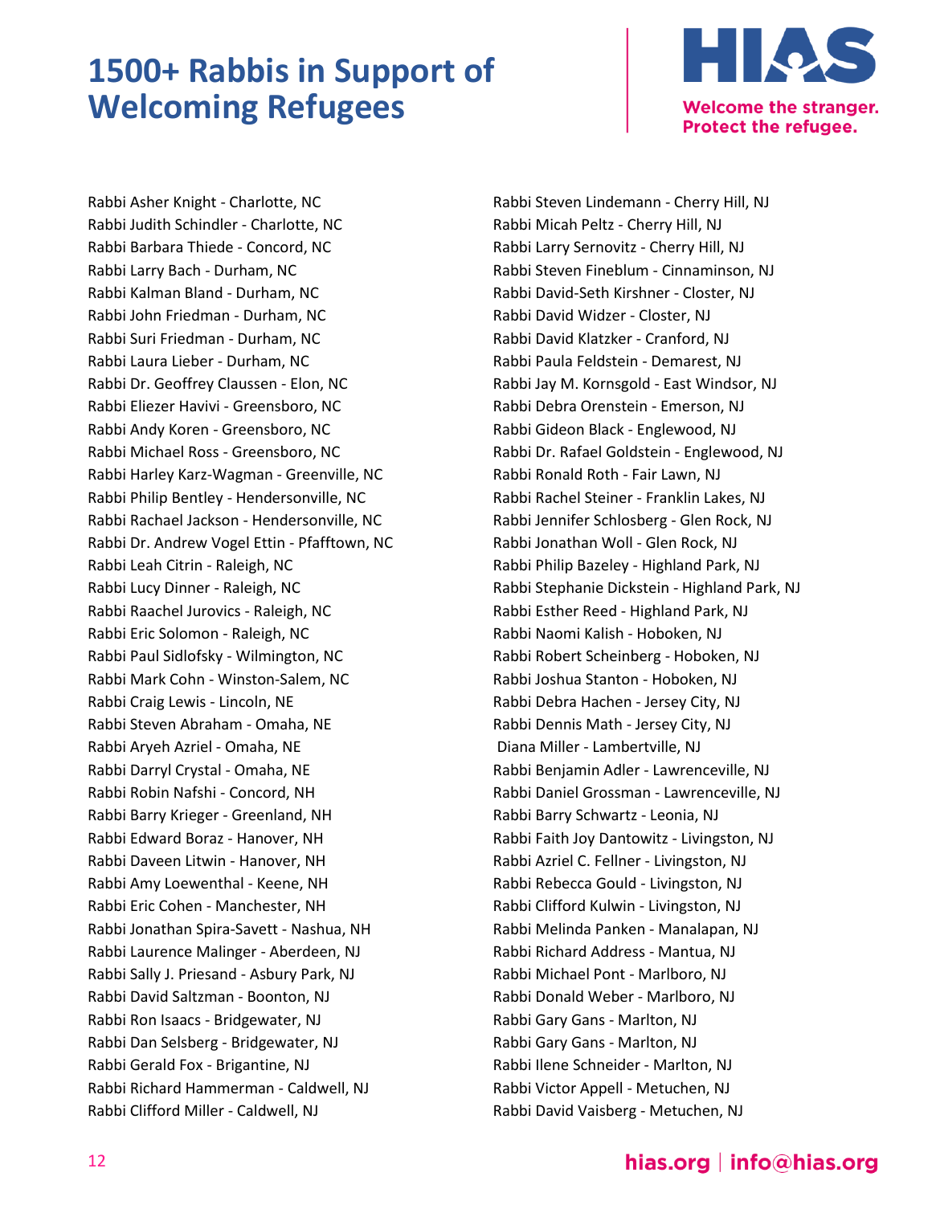# 1500+ Rabbis in Support of Welcoming Refugees

Rabbi Asher Knight - Charlotte, NC
Rabbi Judith Schindler - Charlotte, NC
Rabbi Barbara Thiede - Concord, NC
Rabbi Larry Bach - Durham, NC
Rabbi Kalman Bland - Durham, NC
Rabbi John Friedman - Durham, NC
Rabbi Suri Friedman - Durham, NC
Rabbi Laura Lieber - Durham, NC
Rabbi Dr. Geoffrey Claussen - Elon, NC
Rabbi Eliezer Havivi - Greensboro, NC
Rabbi Andy Koren - Greensboro, NC
Rabbi Michael Ross - Greensboro, NC
Rabbi Harley Karz-Wagman - Greenville, NC
Rabbi Philip Bentley - Hendersonville, NC
Rabbi Rachael Jackson - Hendersonville, NC
Rabbi Dr. Andrew Vogel Ettin - Pfafftown, NC
Rabbi Leah Citrin - Raleigh, NC
Rabbi Lucy Dinner - Raleigh, NC
Rabbi Raachel Jurovics - Raleigh, NC
Rabbi Eric Solomon - Raleigh, NC
Rabbi Paul Sidlofsky - Wilmington, NC
Rabbi Mark Cohn - Winston-Salem, NC
Rabbi Craig Lewis - Lincoln, NE
Rabbi Steven Abraham - Omaha, NE
Rabbi Aryeh Azriel - Omaha, NE
Rabbi Darryl Crystal - Omaha, NE
Rabbi Robin Nafshi - Concord, NH
Rabbi Barry Krieger - Greenland, NH
Rabbi Edward Boraz - Hanover, NH
Rabbi Daveen Litwin - Hanover, NH
Rabbi Amy Loewenthal - Keene, NH
Rabbi Eric Cohen - Manchester, NH
Rabbi Jonathan Spira-Savett - Nashua, NH
Rabbi Laurence Malinger - Aberdeen, NJ
Rabbi Sally J. Priesand - Asbury Park, NJ
Rabbi David Saltzman - Boonton, NJ
Rabbi Ron Isaacs - Bridgewater, NJ
Rabbi Dan Selsberg - Bridgewater, NJ
Rabbi Gerald Fox - Brigantine, NJ
Rabbi Richard Hammerman - Caldwell, NJ
Rabbi Clifford Miller - Caldwell, NJ
Rabbi Steven Lindemann - Cherry Hill, NJ
Rabbi Micah Peltz - Cherry Hill, NJ
Rabbi Larry Sernovitz - Cherry Hill, NJ
Rabbi Steven Fineblum - Cinnaminson, NJ
Rabbi David-Seth Kirshner - Closter, NJ
Rabbi David Widzer - Closter, NJ
Rabbi David Klatzker - Cranford, NJ
Rabbi Paula Feldstein - Demarest, NJ
Rabbi Jay M. Kornsgold - East Windsor, NJ
Rabbi Debra Orenstein - Emerson, NJ
Rabbi Gideon Black - Englewood, NJ
Rabbi Dr. Rafael Goldstein - Englewood, NJ
Rabbi Ronald Roth - Fair Lawn, NJ
Rabbi Rachel Steiner - Franklin Lakes, NJ
Rabbi Jennifer Schlosberg - Glen Rock, NJ
Rabbi Jonathan Woll - Glen Rock, NJ
Rabbi Philip Bazeley - Highland Park, NJ
Rabbi Stephanie Dickstein - Highland Park, NJ
Rabbi Esther Reed - Highland Park, NJ
Rabbi Naomi Kalish - Hoboken, NJ
Rabbi Robert Scheinberg - Hoboken, NJ
Rabbi Joshua Stanton - Hoboken, NJ
Rabbi Debra Hachen - Jersey City, NJ
Rabbi Dennis Math - Jersey City, NJ
Diana Miller - Lambertville, NJ
Rabbi Benjamin Adler - Lawrenceville, NJ
Rabbi Daniel Grossman - Lawrenceville, NJ
Rabbi Barry Schwartz - Leonia, NJ
Rabbi Faith Joy Dantowitz - Livingston, NJ
Rabbi Azriel C. Fellner - Livingston, NJ
Rabbi Rebecca Gould - Livingston, NJ
Rabbi Clifford Kulwin - Livingston, NJ
Rabbi Melinda Panken - Manalapan, NJ
Rabbi Richard Address - Mantua, NJ
Rabbi Michael Pont - Marlboro, NJ
Rabbi Donald Weber - Marlboro, NJ
Rabbi Gary Gans - Marlton, NJ
Rabbi Gary Gans - Marlton, NJ
Rabbi Ilene Schneider - Marlton, NJ
Rabbi Victor Appell - Metuchen, NJ
Rabbi David Vaisberg - Metuchen, NJ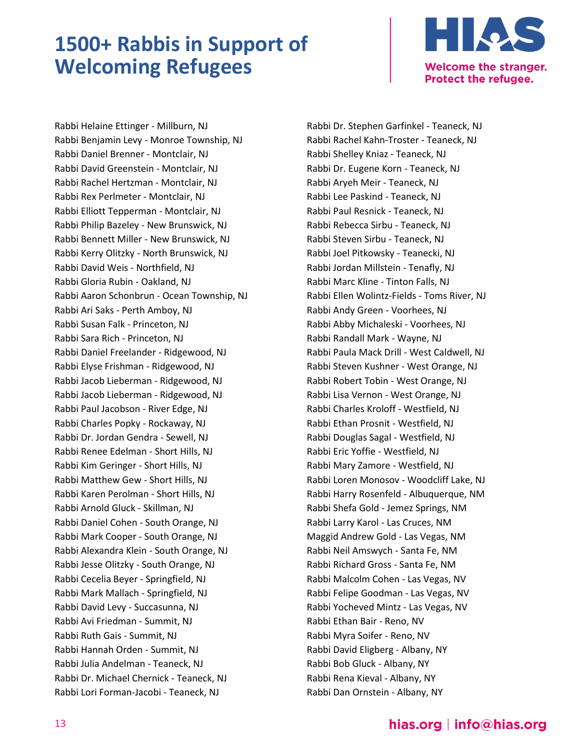# 1500+ Rabbis in Support of Welcoming Refugees

Rabbi Helaine Ettinger - Millburn, NJ
Rabbi Benjamin Levy - Monroe Township, NJ
Rabbi Daniel Brenner - Montclair, NJ
Rabbi David Greenstein - Montclair, NJ
Rabbi Rachel Hertzman - Montclair, NJ
Rabbi Rex Perlmeter - Montclair, NJ
Rabbi Elliott Tepperman - Montclair, NJ
Rabbi Philip Bazeley - New Brunswick, NJ
Rabbi Bennett Miller - New Brunswick, NJ
Rabbi Kerry Olitzky - North Brunswick, NJ
Rabbi David Weis - Northfield, NJ
Rabbi Gloria Rubin - Oakland, NJ
Rabbi Aaron Schonbrun - Ocean Township, NJ
Rabbi Ari Saks - Perth Amboy, NJ
Rabbi Susan Falk - Princeton, NJ
Rabbi Sara Rich - Princeton, NJ
Rabbi Daniel Freelander - Ridgewood, NJ
Rabbi Elyse Frishman - Ridgewood, NJ
Rabbi Jacob Lieberman - Ridgewood, NJ
Rabbi Jacob Lieberman - Ridgewood, NJ
Rabbi Paul Jacobson - River Edge, NJ
Rabbi Charles Popky - Rockaway, NJ
Rabbi Dr. Jordan Gendra - Sewell, NJ
Rabbi Renee Edelman - Short Hills, NJ
Rabbi Kim Geringer - Short Hills, NJ
Rabbi Matthew Gew - Short Hills, NJ
Rabbi Karen Perolman - Short Hills, NJ
Rabbi Arnold Gluck - Skillman, NJ
Rabbi Daniel Cohen - South Orange, NJ
Rabbi Mark Cooper - South Orange, NJ
Rabbi Alexandra Klein - South Orange, NJ
Rabbi Jesse Olitzky - South Orange, NJ
Rabbi Cecelia Beyer - Springfield, NJ
Rabbi Mark Mallach - Springfield, NJ
Rabbi David Levy - Succasunna, NJ
Rabbi Avi Friedman - Summit, NJ
Rabbi Ruth Gais - Summit, NJ
Rabbi Hannah Orden - Summit, NJ
Rabbi Julia Andelman - Teaneck, NJ
Rabbi Dr. Michael Chernick - Teaneck, NJ
Rabbi Lori Forman-Jacobi - Teaneck, NJ
Rabbi Dr. Stephen Garfinkel - Teaneck, NJ
Rabbi Rachel Kahn-Troster - Teaneck, NJ
Rabbi Shelley Kniaz - Teaneck, NJ
Rabbi Dr. Eugene Korn - Teaneck, NJ
Rabbi Aryeh Meir - Teaneck, NJ
Rabbi Lee Paskind - Teaneck, NJ
Rabbi Paul Resnick - Teaneck, NJ
Rabbi Rebecca Sirbu - Teaneck, NJ
Rabbi Steven Sirbu - Teaneck, NJ
Rabbi Joel Pitkowsky - Teanecki, NJ
Rabbi Jordan Millstein - Tenafly, NJ
Rabbi Marc Kline - Tinton Falls, NJ
Rabbi Ellen Wolintz-Fields - Toms River, NJ
Rabbi Andy Green - Voorhees, NJ
Rabbi Abby Michaleski - Voorhees, NJ
Rabbi Randall Mark - Wayne, NJ
Rabbi Paula Mack Drill - West Caldwell, NJ
Rabbi Steven Kushner - West Orange, NJ
Rabbi Robert Tobin - West Orange, NJ
Rabbi Lisa Vernon - West Orange, NJ
Rabbi Charles Kroloff - Westfield, NJ
Rabbi Ethan Prosnit - Westfield, NJ
Rabbi Douglas Sagal - Westfield, NJ
Rabbi Eric Yoffie - Westfield, NJ
Rabbi Mary Zamore - Westfield, NJ
Rabbi Loren Monosov - Woodcliff Lake, NJ
Rabbi Harry Rosenfeld - Albuquerque, NM
Rabbi Shefa Gold - Jemez Springs, NM
Rabbi Larry Karol - Las Cruces, NM
Maggid Andrew Gold - Las Vegas, NM
Rabbi Neil Amswych - Santa Fe, NM
Rabbi Richard Gross - Santa Fe, NM
Rabbi Malcolm Cohen - Las Vegas, NV
Rabbi Felipe Goodman - Las Vegas, NV
Rabbi Yocheved Mintz - Las Vegas, NV
Rabbi Ethan Bair - Reno, NV
Rabbi Myra Soifer - Reno, NV
Rabbi David Eligberg - Albany, NY
Rabbi Bob Gluck - Albany, NY
Rabbi Rena Kieval - Albany, NY
Rabbi Dan Ornstein - Albany, NY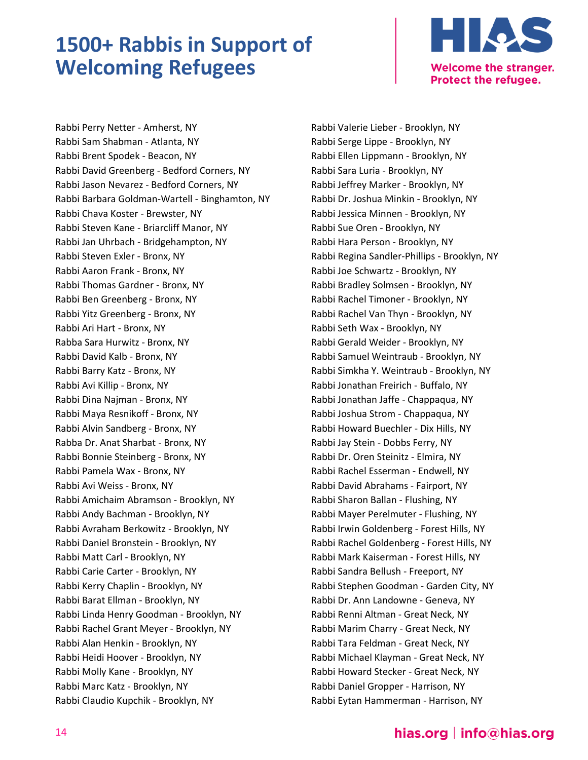# 1500+ Rabbis in Support of Welcoming Refugees

Rabbi Perry Netter - Amherst, NY
Rabbi Sam Shabman - Atlanta, NY
Rabbi Brent Spodek - Beacon, NY
Rabbi David Greenberg - Bedford Corners, NY
Rabbi Jason Nevarez - Bedford Corners, NY
Rabbi Barbara Goldman-Wartell - Binghamton, NY
Rabbi Chava Koster - Brewster, NY
Rabbi Steven Kane - Briarcliff Manor, NY
Rabbi Jan Uhrbach - Bridgehampton, NY
Rabbi Steven Exler - Bronx, NY
Rabbi Aaron Frank - Bronx, NY
Rabbi Thomas Gardner - Bronx, NY
Rabbi Ben Greenberg - Bronx, NY
Rabbi Yitz Greenberg - Bronx, NY
Rabbi Ari Hart - Bronx, NY
Rabba Sara Hurwitz - Bronx, NY
Rabbi David Kalb - Bronx, NY
Rabbi Barry Katz - Bronx, NY
Rabbi Avi Killip - Bronx, NY
Rabbi Dina Najman - Bronx, NY
Rabbi Maya Resnikoff - Bronx, NY
Rabbi Alvin Sandberg - Bronx, NY
Rabba Dr. Anat Sharbat - Bronx, NY
Rabbi Bonnie Steinberg - Bronx, NY
Rabbi Pamela Wax - Bronx, NY
Rabbi Avi Weiss - Bronx, NY
Rabbi Amichaim Abramson - Brooklyn, NY
Rabbi Andy Bachman - Brooklyn, NY
Rabbi Avraham Berkowitz - Brooklyn, NY
Rabbi Daniel Bronstein - Brooklyn, NY
Rabbi Matt Carl - Brooklyn, NY
Rabbi Carie Carter - Brooklyn, NY
Rabbi Kerry Chaplin - Brooklyn, NY
Rabbi Barat Ellman - Brooklyn, NY
Rabbi Linda Henry Goodman - Brooklyn, NY
Rabbi Rachel Grant Meyer - Brooklyn, NY
Rabbi Alan Henkin - Brooklyn, NY
Rabbi Heidi Hoover - Brooklyn, NY
Rabbi Molly Kane - Brooklyn, NY
Rabbi Marc Katz - Brooklyn, NY
Rabbi Claudio Kupchik - Brooklyn, NY
Rabbi Valerie Lieber - Brooklyn, NY
Rabbi Serge Lippe - Brooklyn, NY
Rabbi Ellen Lippmann - Brooklyn, NY
Rabbi Sara Luria - Brooklyn, NY
Rabbi Jeffrey Marker - Brooklyn, NY
Rabbi Dr. Joshua Minkin - Brooklyn, NY
Rabbi Jessica Minnen - Brooklyn, NY
Rabbi Sue Oren - Brooklyn, NY
Rabbi Hara Person - Brooklyn, NY
Rabbi Regina Sandler-Phillips - Brooklyn, NY
Rabbi Joe Schwartz - Brooklyn, NY
Rabbi Bradley Solmsen - Brooklyn, NY
Rabbi Rachel Timoner - Brooklyn, NY
Rabbi Rachel Van Thyn - Brooklyn, NY
Rabbi Seth Wax - Brooklyn, NY
Rabbi Gerald Weider - Brooklyn, NY
Rabbi Samuel Weintraub - Brooklyn, NY
Rabbi Simkha Y. Weintraub - Brooklyn, NY
Rabbi Jonathan Freirich - Buffalo, NY
Rabbi Jonathan Jaffe - Chappaqua, NY
Rabbi Joshua Strom - Chappaqua, NY
Rabbi Howard Buechler - Dix Hills, NY
Rabbi Jay Stein - Dobbs Ferry, NY
Rabbi Dr. Oren Steinitz - Elmira, NY
Rabbi Rachel Esserman - Endwell, NY
Rabbi David Abrahams - Fairport, NY
Rabbi Sharon Ballan - Flushing, NY
Rabbi Mayer Perelmuter - Flushing, NY
Rabbi Irwin Goldenberg - Forest Hills, NY
Rabbi Rachel Goldenberg - Forest Hills, NY
Rabbi Mark Kaiserman - Forest Hills, NY
Rabbi Sandra Bellush - Freeport, NY
Rabbi Stephen Goodman - Garden City, NY
Rabbi Dr. Ann Landowne - Geneva, NY
Rabbi Renni Altman - Great Neck, NY
Rabbi Marim Charry - Great Neck, NY
Rabbi Tara Feldman - Great Neck, NY
Rabbi Michael Klayman - Great Neck, NY
Rabbi Howard Stecker - Great Neck, NY
Rabbi Daniel Gropper - Harrison, NY
Rabbi Eytan Hammerman - Harrison, NY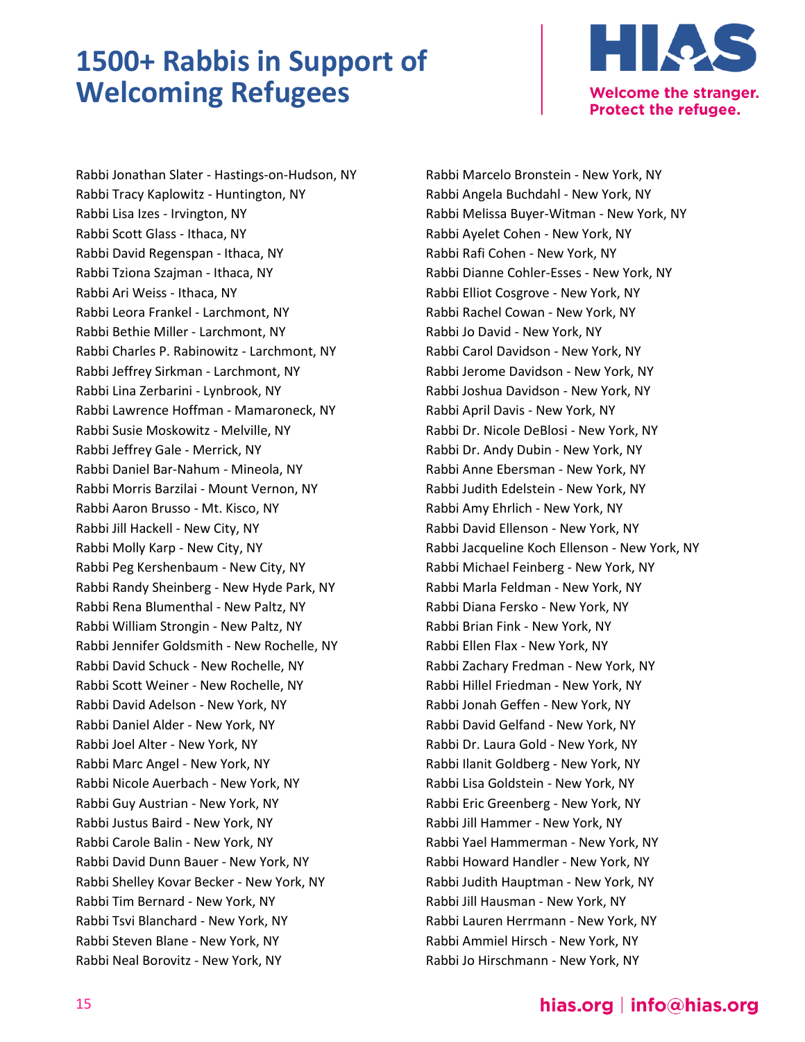# 1500+ Rabbis in Support of Welcoming Refugees

Welcome the stranger. Protect the refugee.

Rabbi Jonathan Slater - Hastings-on-Hudson, NY
Rabbi Tracy Kaplowitz - Huntington, NY
Rabbi Lisa Izes - Irvington, NY
Rabbi Scott Glass - Ithaca, NY
Rabbi David Regenspan - Ithaca, NY
Rabbi Tziona Szajman - Ithaca, NY
Rabbi Ari Weiss - Ithaca, NY
Rabbi Leora Frankel - Larchmont, NY
Rabbi Bethie Miller - Larchmont, NY
Rabbi Charles P. Rabinowitz - Larchmont, NY
Rabbi Jeffrey Sirkman - Larchmont, NY
Rabbi Lina Zerbarini - Lynbrook, NY
Rabbi Lawrence Hoffman - Mamaroneck, NY
Rabbi Susie Moskowitz - Melville, NY
Rabbi Jeffrey Gale - Merrick, NY
Rabbi Daniel Bar-Nahum - Mineola, NY
Rabbi Morris Barzilai - Mount Vernon, NY
Rabbi Aaron Brusso - Mt. Kisco, NY
Rabbi Jill Hackell - New City, NY
Rabbi Molly Karp - New City, NY
Rabbi Peg Kershenbaum - New City, NY
Rabbi Randy Sheinberg - New Hyde Park, NY
Rabbi Rena Blumenthal - New Paltz, NY
Rabbi William Strongin - New Paltz, NY
Rabbi Jennifer Goldsmith - New Rochelle, NY
Rabbi David Schuck - New Rochelle, NY
Rabbi Scott Weiner - New Rochelle, NY
Rabbi David Adelson - New York, NY
Rabbi Daniel Alder - New York, NY
Rabbi Joel Alter - New York, NY
Rabbi Marc Angel - New York, NY
Rabbi Nicole Auerbach - New York, NY
Rabbi Guy Austrian - New York, NY
Rabbi Justus Baird - New York, NY
Rabbi Carole Balin - New York, NY
Rabbi David Dunn Bauer - New York, NY
Rabbi Shelley Kovar Becker - New York, NY
Rabbi Tim Bernard - New York, NY
Rabbi Tsvi Blanchard - New York, NY
Rabbi Steven Blane - New York, NY
Rabbi Neal Borovitz - New York, NY
Rabbi Marcelo Bronstein - New York, NY
Rabbi Angela Buchdahl - New York, NY
Rabbi Melissa Buyer-Witman - New York, NY
Rabbi Ayelet Cohen - New York, NY
Rabbi Rafi Cohen - New York, NY
Rabbi Dianne Cohler-Esses - New York, NY
Rabbi Elliot Cosgrove - New York, NY
Rabbi Rachel Cowan - New York, NY
Rabbi Jo David - New York, NY
Rabbi Carol Davidson - New York, NY
Rabbi Jerome Davidson - New York, NY
Rabbi Joshua Davidson - New York, NY
Rabbi April Davis - New York, NY
Rabbi Dr. Nicole DeBlosi - New York, NY
Rabbi Dr. Andy Dubin - New York, NY
Rabbi Anne Ebersman - New York, NY
Rabbi Judith Edelstein - New York, NY
Rabbi Amy Ehrlich - New York, NY
Rabbi David Ellenson - New York, NY
Rabbi Jacqueline Koch Ellenson - New York, NY
Rabbi Michael Feinberg - New York, NY
Rabbi Marla Feldman - New York, NY
Rabbi Diana Fersko - New York, NY
Rabbi Brian Fink - New York, NY
Rabbi Ellen Flax - New York, NY
Rabbi Zachary Fredman - New York, NY
Rabbi Hillel Friedman - New York, NY
Rabbi Jonah Geffen - New York, NY
Rabbi David Gelfand - New York, NY
Rabbi Dr. Laura Gold - New York, NY
Rabbi Ilanit Goldberg - New York, NY
Rabbi Lisa Goldstein - New York, NY
Rabbi Eric Greenberg - New York, NY
Rabbi Jill Hammer - New York, NY
Rabbi Yael Hammerman - New York, NY
Rabbi Howard Handler - New York, NY
Rabbi Judith Hauptman - New York, NY
Rabbi Jill Hausman - New York, NY
Rabbi Lauren Herrmann - New York, NY
Rabbi Ammiel Hirsch - New York, NY
Rabbi Jo Hirschmann - New York, NY

hias.org | info@hias.org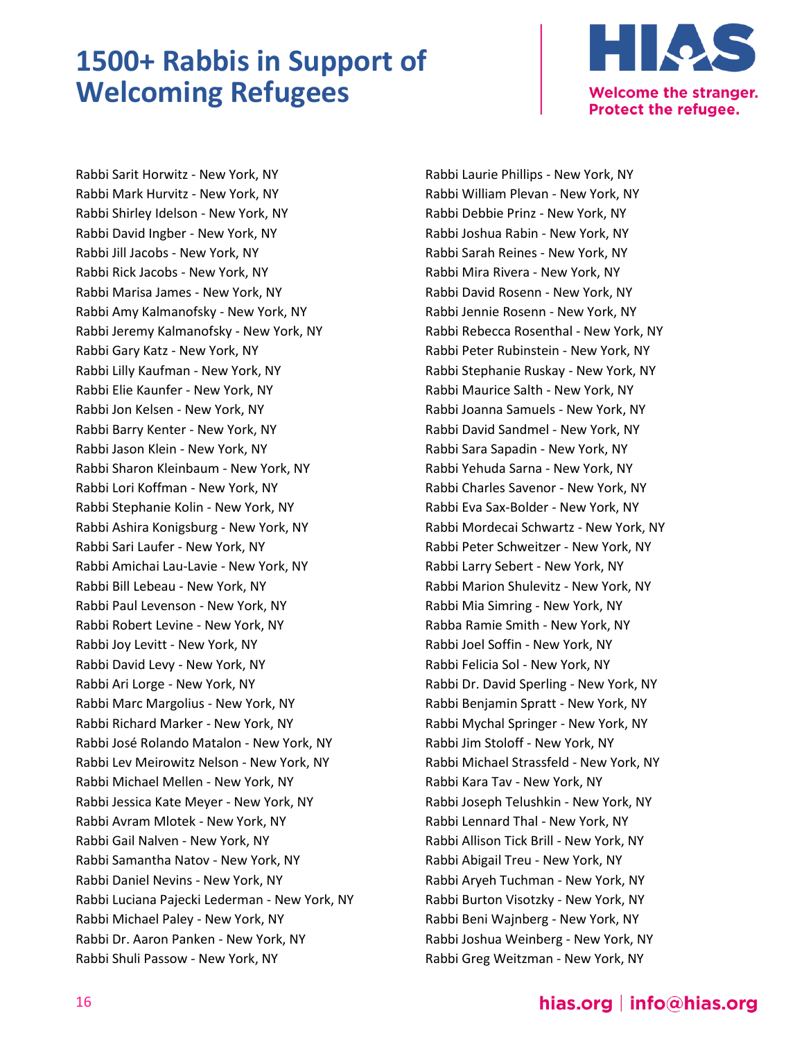# 1500+ Rabbis in Support of Welcoming Refugees

Rabbi Sarit Horwitz - New York, NY
Rabbi Mark Hurvitz - New York, NY
Rabbi Shirley Idelson - New York, NY
Rabbi David Ingber - New York, NY
Rabbi Jill Jacobs - New York, NY
Rabbi Rick Jacobs - New York, NY
Rabbi Marisa James - New York, NY
Rabbi Amy Kalmanofsky - New York, NY
Rabbi Jeremy Kalmanofsky - New York, NY
Rabbi Gary Katz - New York, NY
Rabbi Lilly Kaufman - New York, NY
Rabbi Elie Kaunfer - New York, NY
Rabbi Jon Kelsen - New York, NY
Rabbi Barry Kenter - New York, NY
Rabbi Jason Klein - New York, NY
Rabbi Sharon Kleinbaum - New York, NY
Rabbi Lori Koffman - New York, NY
Rabbi Stephanie Kolin - New York, NY
Rabbi Ashira Konigsburg - New York, NY
Rabbi Sari Laufer - New York, NY
Rabbi Amichai Lau-Lavie - New York, NY
Rabbi Bill Lebeau - New York, NY
Rabbi Paul Levenson - New York, NY
Rabbi Robert Levine - New York, NY
Rabbi Joy Levitt - New York, NY
Rabbi David Levy - New York, NY
Rabbi Ari Lorge - New York, NY
Rabbi Marc Margolius - New York, NY
Rabbi Richard Marker - New York, NY
Rabbi José Rolando Matalon - New York, NY
Rabbi Lev Meirowitz Nelson - New York, NY
Rabbi Michael Mellen - New York, NY
Rabbi Jessica Kate Meyer - New York, NY
Rabbi Avram Mlotek - New York, NY
Rabbi Gail Nalven - New York, NY
Rabbi Samantha Natov - New York, NY
Rabbi Daniel Nevins - New York, NY
Rabbi Luciana Pajecki Lederman - New York, NY
Rabbi Michael Paley - New York, NY
Rabbi Dr. Aaron Panken - New York, NY
Rabbi Shuli Passow - New York, NY
Rabbi Laurie Phillips - New York, NY
Rabbi William Plevan - New York, NY
Rabbi Debbie Prinz - New York, NY
Rabbi Joshua Rabin - New York, NY
Rabbi Sarah Reines - New York, NY
Rabbi Mira Rivera - New York, NY
Rabbi David Rosenn - New York, NY
Rabbi Jennie Rosenn - New York, NY
Rabbi Rebecca Rosenthal - New York, NY
Rabbi Peter Rubinstein - New York, NY
Rabbi Stephanie Ruskay - New York, NY
Rabbi Maurice Salth - New York, NY
Rabbi Joanna Samuels - New York, NY
Rabbi David Sandmel - New York, NY
Rabbi Sara Sapadin - New York, NY
Rabbi Yehuda Sarna - New York, NY
Rabbi Charles Savenor - New York, NY
Rabbi Eva Sax-Bolder - New York, NY
Rabbi Mordecai Schwartz - New York, NY
Rabbi Peter Schweitzer - New York, NY
Rabbi Larry Sebert - New York, NY
Rabbi Marion Shulevitz - New York, NY
Rabbi Mia Simring - New York, NY
Rabba Ramie Smith - New York, NY
Rabbi Joel Soffin - New York, NY
Rabbi Felicia Sol - New York, NY
Rabbi Dr. David Sperling - New York, NY
Rabbi Benjamin Spratt - New York, NY
Rabbi Mychal Springer - New York, NY
Rabbi Jim Stoloff - New York, NY
Rabbi Michael Strassfeld - New York, NY
Rabbi Kara Tav - New York, NY
Rabbi Joseph Telushkin - New York, NY
Rabbi Lennard Thal - New York, NY
Rabbi Allison Tick Brill - New York, NY
Rabbi Abigail Treu - New York, NY
Rabbi Aryeh Tuchman - New York, NY
Rabbi Burton Visotzky - New York, NY
Rabbi Beni Wajnberg - New York, NY
Rabbi Joshua Weinberg - New York, NY
Rabbi Greg Weitzman - New York, NY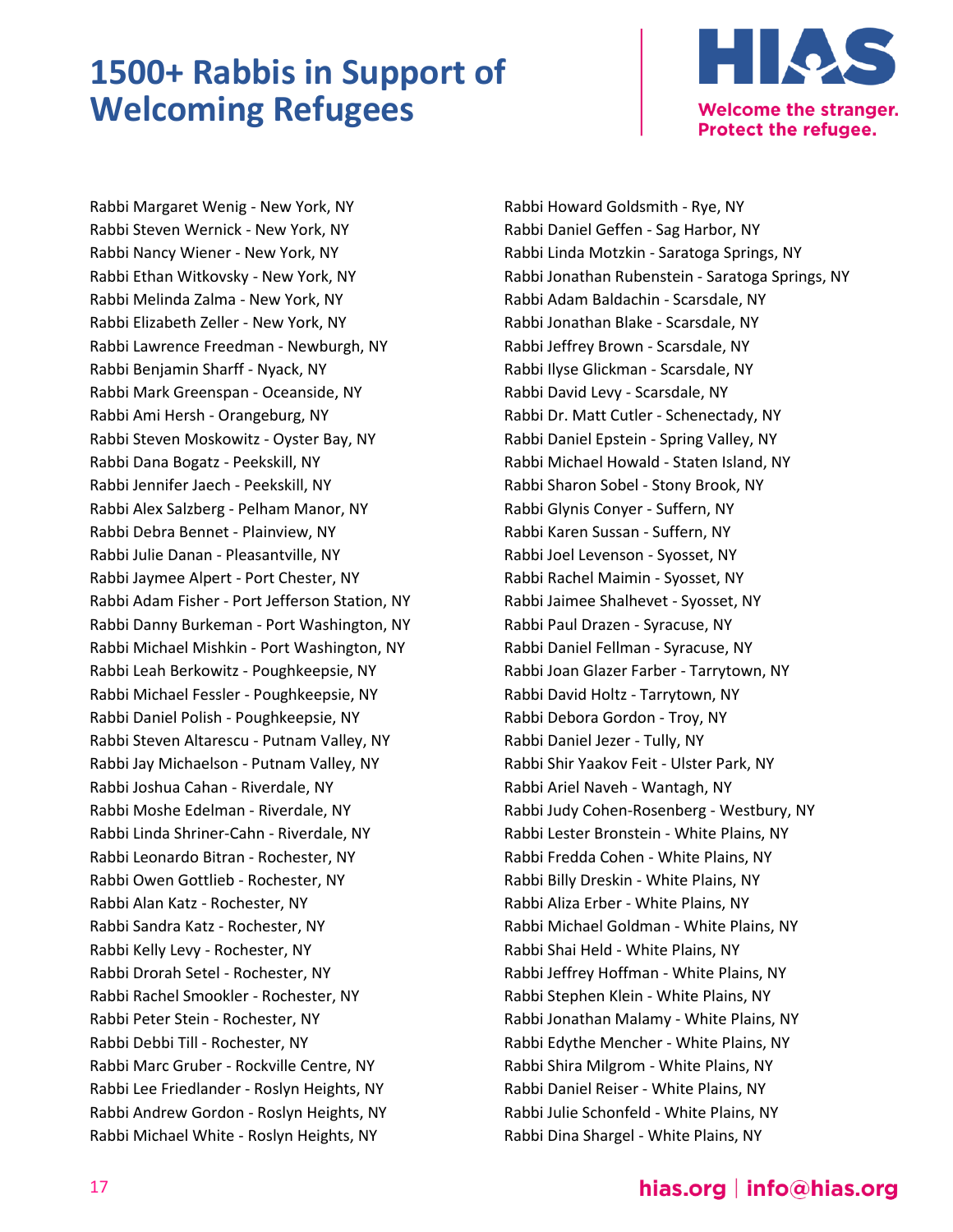# 1500+ Rabbis in Support of Welcoming Refugees

Welcome the stranger. Protect the refugee.

Rabbi Margaret Wenig - New York, NY
Rabbi Steven Wernick - New York, NY
Rabbi Nancy Wiener - New York, NY
Rabbi Ethan Witkovsky - New York, NY
Rabbi Melinda Zalma - New York, NY
Rabbi Elizabeth Zeller - New York, NY
Rabbi Lawrence Freedman - Newburgh, NY
Rabbi Benjamin Sharff - Nyack, NY
Rabbi Mark Greenspan - Oceanside, NY
Rabbi Ami Hersh - Orangeburg, NY
Rabbi Steven Moskowitz - Oyster Bay, NY
Rabbi Dana Bogatz - Peekskill, NY
Rabbi Jennifer Jaech - Peekskill, NY
Rabbi Alex Salzberg - Pelham Manor, NY
Rabbi Debra Bennet - Plainview, NY
Rabbi Julie Danan - Pleasantville, NY
Rabbi Jaymee Alpert - Port Chester, NY
Rabbi Adam Fisher - Port Jefferson Station, NY
Rabbi Danny Burkeman - Port Washington, NY
Rabbi Michael Mishkin - Port Washington, NY
Rabbi Leah Berkowitz - Poughkeepsie, NY
Rabbi Michael Fessler - Poughkeepsie, NY
Rabbi Daniel Polish - Poughkeepsie, NY
Rabbi Steven Altarescu - Putnam Valley, NY
Rabbi Jay Michaelson - Putnam Valley, NY
Rabbi Joshua Cahan - Riverdale, NY
Rabbi Moshe Edelman - Riverdale, NY
Rabbi Linda Shriner-Cahn - Riverdale, NY
Rabbi Leonardo Bitran - Rochester, NY
Rabbi Owen Gottlieb - Rochester, NY
Rabbi Alan Katz - Rochester, NY
Rabbi Sandra Katz - Rochester, NY
Rabbi Kelly Levy - Rochester, NY
Rabbi Drorah Setel - Rochester, NY
Rabbi Rachel Smookler - Rochester, NY
Rabbi Peter Stein - Rochester, NY
Rabbi Debbi Till - Rochester, NY
Rabbi Marc Gruber - Rockville Centre, NY
Rabbi Lee Friedlander - Roslyn Heights, NY
Rabbi Andrew Gordon - Roslyn Heights, NY
Rabbi Michael White - Roslyn Heights, NY
Rabbi Howard Goldsmith - Rye, NY
Rabbi Daniel Geffen - Sag Harbor, NY
Rabbi Linda Motzkin - Saratoga Springs, NY
Rabbi Jonathan Rubenstein - Saratoga Springs, NY
Rabbi Adam Baldachin - Scarsdale, NY
Rabbi Jonathan Blake - Scarsdale, NY
Rabbi Jeffrey Brown - Scarsdale, NY
Rabbi Ilyse Glickman - Scarsdale, NY
Rabbi David Levy - Scarsdale, NY
Rabbi Dr. Matt Cutler - Schenectady, NY
Rabbi Daniel Epstein - Spring Valley, NY
Rabbi Michael Howald - Staten Island, NY
Rabbi Sharon Sobel - Stony Brook, NY
Rabbi Glynis Conyer - Suffern, NY
Rabbi Karen Sussan - Suffern, NY
Rabbi Joel Levenson - Syosset, NY
Rabbi Rachel Maimin - Syosset, NY
Rabbi Jaimee Shalhevet - Syosset, NY
Rabbi Paul Drazen - Syracuse, NY
Rabbi Daniel Fellman - Syracuse, NY
Rabbi Joan Glazer Farber - Tarrytown, NY
Rabbi David Holtz - Tarrytown, NY
Rabbi Debora Gordon - Troy, NY
Rabbi Daniel Jezer - Tully, NY
Rabbi Shir Yaakov Feit - Ulster Park, NY
Rabbi Ariel Naveh - Wantagh, NY
Rabbi Judy Cohen-Rosenberg - Westbury, NY
Rabbi Lester Bronstein - White Plains, NY
Rabbi Fredda Cohen - White Plains, NY
Rabbi Billy Dreskin - White Plains, NY
Rabbi Aliza Erber - White Plains, NY
Rabbi Michael Goldman - White Plains, NY
Rabbi Shai Held - White Plains, NY
Rabbi Jeffrey Hoffman - White Plains, NY
Rabbi Stephen Klein - White Plains, NY
Rabbi Jonathan Malamy - White Plains, NY
Rabbi Edythe Mencher - White Plains, NY
Rabbi Shira Milgrom - White Plains, NY
Rabbi Daniel Reiser - White Plains, NY
Rabbi Julie Schonfeld - White Plains, NY
Rabbi Dina Shargel - White Plains, NY

hias.org | info@hias.org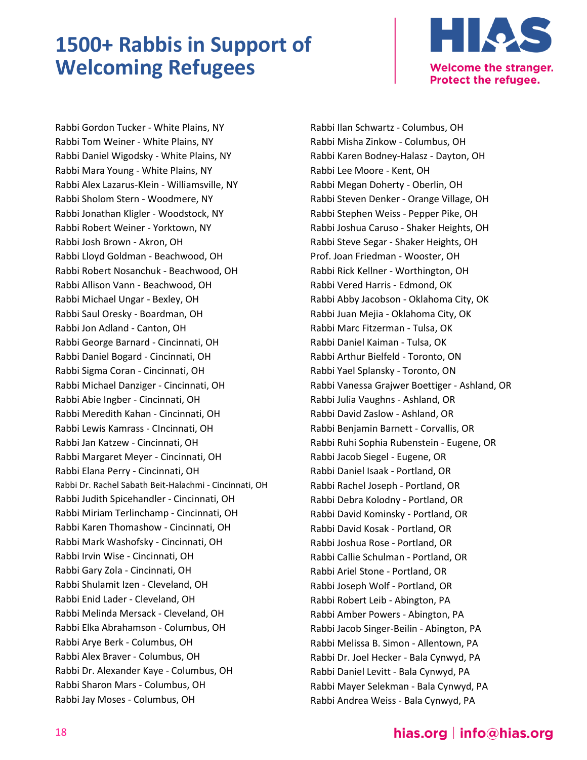# 1500+ Rabbis in Support of Welcoming Refugees

Welcome the stranger.
Protect the refugee.

Rabbi Gordon Tucker - White Plains, NY
Rabbi Tom Weiner - White Plains, NY
Rabbi Daniel Wigodsky - White Plains, NY
Rabbi Mara Young - White Plains, NY
Rabbi Alex Lazarus-Klein - Williamsville, NY
Rabbi Sholom Stern - Woodmere, NY
Rabbi Jonathan Kligler - Woodstock, NY
Rabbi Robert Weiner - Yorktown, NY
Rabbi Josh Brown - Akron, OH
Rabbi Lloyd Goldman - Beachwood, OH
Rabbi Robert Nosanchuk - Beachwood, OH
Rabbi Allison Vann - Beachwood, OH
Rabbi Michael Ungar - Bexley, OH
Rabbi Saul Oresky - Boardman, OH
Rabbi Jon Adland - Canton, OH
Rabbi George Barnard - Cincinnati, OH
Rabbi Daniel Bogard - Cincinnati, OH
Rabbi Sigma Coran - Cincinnati, OH
Rabbi Michael Danziger - Cincinnati, OH
Rabbi Abie Ingber - Cincinnati, OH
Rabbi Meredith Kahan - Cincinnati, OH
Rabbi Lewis Kamrass - CIncinnati, OH
Rabbi Jan Katzew - Cincinnati, OH
Rabbi Margaret Meyer - Cincinnati, OH
Rabbi Elana Perry - Cincinnati, OH
Rabbi Dr. Rachel Sabath Beit-Halachmi - Cincinnati, OH
Rabbi Judith Spicehandler - Cincinnati, OH
Rabbi Miriam Terlinchamp - Cincinnati, OH
Rabbi Karen Thomashow - Cincinnati, OH
Rabbi Mark Washofsky - Cincinnati, OH
Rabbi Irvin Wise - Cincinnati, OH
Rabbi Gary Zola - Cincinnati, OH
Rabbi Shulamit Izen - Cleveland, OH
Rabbi Enid Lader - Cleveland, OH
Rabbi Melinda Mersack - Cleveland, OH
Rabbi Elka Abrahamson - Columbus, OH
Rabbi Arye Berk - Columbus, OH
Rabbi Alex Braver - Columbus, OH
Rabbi Dr. Alexander Kaye - Columbus, OH
Rabbi Sharon Mars - Columbus, OH
Rabbi Jay Moses - Columbus, OH
Rabbi Ilan Schwartz - Columbus, OH
Rabbi Misha Zinkow - Columbus, OH
Rabbi Karen Bodney-Halasz - Dayton, OH
Rabbi Lee Moore - Kent, OH
Rabbi Megan Doherty - Oberlin, OH
Rabbi Steven Denker - Orange Village, OH
Rabbi Stephen Weiss - Pepper Pike, OH
Rabbi Joshua Caruso - Shaker Heights, OH
Rabbi Steve Segar - Shaker Heights, OH
Prof. Joan Friedman - Wooster, OH
Rabbi Rick Kellner - Worthington, OH
Rabbi Vered Harris - Edmond, OK
Rabbi Abby Jacobson - Oklahoma City, OK
Rabbi Juan Mejia - Oklahoma City, OK
Rabbi Marc Fitzerman - Tulsa, OK
Rabbi Daniel Kaiman - Tulsa, OK
Rabbi Arthur Bielfeld - Toronto, ON
Rabbi Yael Splansky - Toronto, ON
Rabbi Vanessa Grajwer Boettiger - Ashland, OR
Rabbi Julia Vaughns - Ashland, OR
Rabbi David Zaslow - Ashland, OR
Rabbi Benjamin Barnett - Corvallis, OR
Rabbi Ruhi Sophia Rubenstein - Eugene, OR
Rabbi Jacob Siegel - Eugene, OR
Rabbi Daniel Isaak - Portland, OR
Rabbi Rachel Joseph - Portland, OR
Rabbi Debra Kolodny - Portland, OR
Rabbi David Kominsky - Portland, OR
Rabbi David Kosak - Portland, OR
Rabbi Joshua Rose - Portland, OR
Rabbi Callie Schulman - Portland, OR
Rabbi Ariel Stone - Portland, OR
Rabbi Joseph Wolf - Portland, OR
Rabbi Robert Leib - Abington, PA
Rabbi Amber Powers - Abington, PA
Rabbi Jacob Singer-Beilin - Abington, PA
Rabbi Melissa B. Simon - Allentown, PA
Rabbi Dr. Joel Hecker - Bala Cynwyd, PA
Rabbi Daniel Levitt - Bala Cynwyd, PA
Rabbi Mayer Selekman - Bala Cynwyd, PA
Rabbi Andrea Weiss - Bala Cynwyd, PA

hias.org | info@hias.org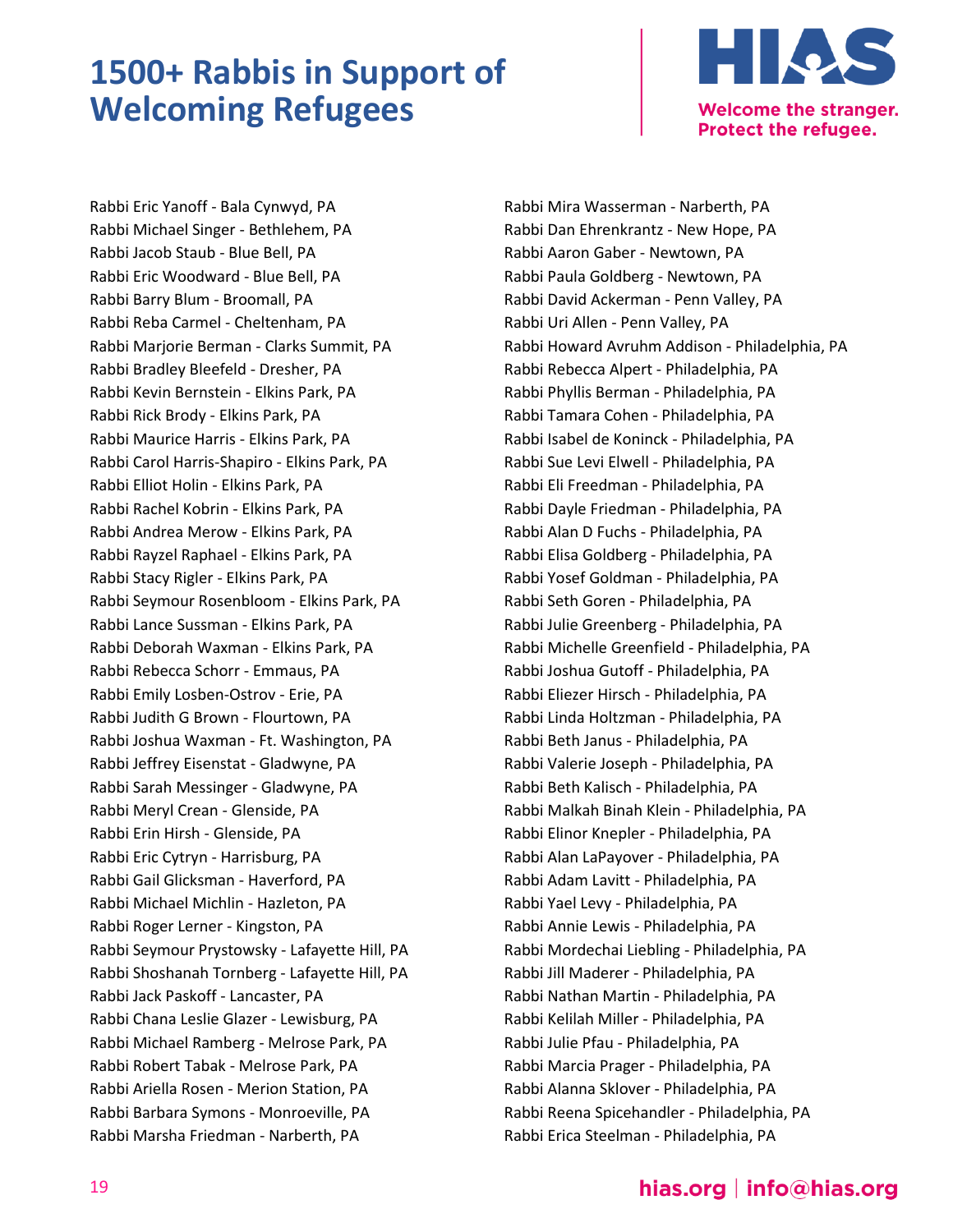# 1500+ Rabbis in Support of Welcoming Refugees

Rabbi Eric Yanoff - Bala Cynwyd, PA
Rabbi Michael Singer - Bethlehem, PA
Rabbi Jacob Staub - Blue Bell, PA
Rabbi Eric Woodward - Blue Bell, PA
Rabbi Barry Blum - Broomall, PA
Rabbi Reba Carmel - Cheltenham, PA
Rabbi Marjorie Berman - Clarks Summit, PA
Rabbi Bradley Bleefeld - Dresher, PA
Rabbi Kevin Bernstein - Elkins Park, PA
Rabbi Rick Brody - Elkins Park, PA
Rabbi Maurice Harris - Elkins Park, PA
Rabbi Carol Harris-Shapiro - Elkins Park, PA
Rabbi Elliot Holin - Elkins Park, PA
Rabbi Rachel Kobrin - Elkins Park, PA
Rabbi Andrea Merow - Elkins Park, PA
Rabbi Rayzel Raphael - Elkins Park, PA
Rabbi Stacy Rigler - Elkins Park, PA
Rabbi Seymour Rosenbloom - Elkins Park, PA
Rabbi Lance Sussman - Elkins Park, PA
Rabbi Deborah Waxman - Elkins Park, PA
Rabbi Rebecca Schorr - Emmaus, PA
Rabbi Emily Losben-Ostrov - Erie, PA
Rabbi Judith G Brown - Flourtown, PA
Rabbi Joshua Waxman - Ft. Washington, PA
Rabbi Jeffrey Eisenstat - Gladwyne, PA
Rabbi Sarah Messinger - Gladwyne, PA
Rabbi Meryl Crean - Glenside, PA
Rabbi Erin Hirsh - Glenside, PA
Rabbi Eric Cytryn - Harrisburg, PA
Rabbi Gail Glicksman - Haverford, PA
Rabbi Michael Michlin - Hazleton, PA
Rabbi Roger Lerner - Kingston, PA
Rabbi Seymour Prystowsky - Lafayette Hill, PA
Rabbi Shoshanah Tornberg - Lafayette Hill, PA
Rabbi Jack Paskoff - Lancaster, PA
Rabbi Chana Leslie Glazer - Lewisburg, PA
Rabbi Michael Ramberg - Melrose Park, PA
Rabbi Robert Tabak - Melrose Park, PA
Rabbi Ariella Rosen - Merion Station, PA
Rabbi Barbara Symons - Monroeville, PA
Rabbi Marsha Friedman - Narberth, PA
Rabbi Mira Wasserman - Narberth, PA
Rabbi Dan Ehrenkrantz - New Hope, PA
Rabbi Aaron Gaber - Newtown, PA
Rabbi Paula Goldberg - Newtown, PA
Rabbi David Ackerman - Penn Valley, PA
Rabbi Uri Allen - Penn Valley, PA
Rabbi Howard Avruhm Addison - Philadelphia, PA
Rabbi Rebecca Alpert - Philadelphia, PA
Rabbi Phyllis Berman - Philadelphia, PA
Rabbi Tamara Cohen - Philadelphia, PA
Rabbi Isabel de Koninck - Philadelphia, PA
Rabbi Sue Levi Elwell - Philadelphia, PA
Rabbi Eli Freedman - Philadelphia, PA
Rabbi Dayle Friedman - Philadelphia, PA
Rabbi Alan D Fuchs - Philadelphia, PA
Rabbi Elisa Goldberg - Philadelphia, PA
Rabbi Yosef Goldman - Philadelphia, PA
Rabbi Seth Goren - Philadelphia, PA
Rabbi Julie Greenberg - Philadelphia, PA
Rabbi Michelle Greenfield - Philadelphia, PA
Rabbi Joshua Gutoff - Philadelphia, PA
Rabbi Eliezer Hirsch - Philadelphia, PA
Rabbi Linda Holtzman - Philadelphia, PA
Rabbi Beth Janus - Philadelphia, PA
Rabbi Valerie Joseph - Philadelphia, PA
Rabbi Beth Kalisch - Philadelphia, PA
Rabbi Malkah Binah Klein - Philadelphia, PA
Rabbi Elinor Knepler - Philadelphia, PA
Rabbi Alan LaPayover - Philadelphia, PA
Rabbi Adam Lavitt - Philadelphia, PA
Rabbi Yael Levy - Philadelphia, PA
Rabbi Annie Lewis - Philadelphia, PA
Rabbi Mordechai Liebling - Philadelphia, PA
Rabbi Jill Maderer - Philadelphia, PA
Rabbi Nathan Martin - Philadelphia, PA
Rabbi Kelilah Miller - Philadelphia, PA
Rabbi Julie Pfau - Philadelphia, PA
Rabbi Marcia Prager - Philadelphia, PA
Rabbi Alanna Sklover - Philadelphia, PA
Rabbi Reena Spicehandler - Philadelphia, PA
Rabbi Erica Steelman - Philadelphia, PA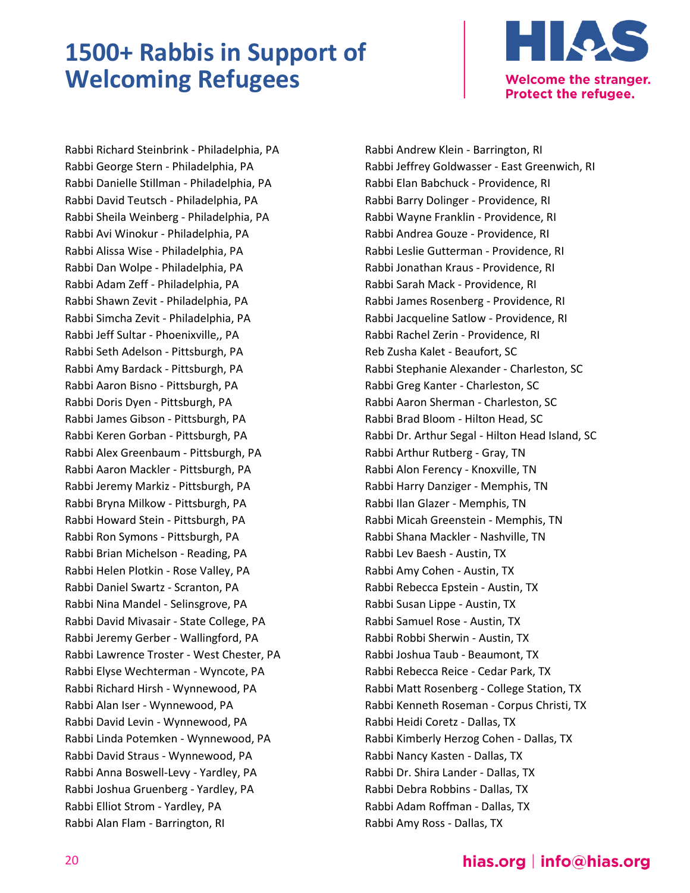# 1500+ Rabbis in Support of Welcoming Refugees

Welcome the stranger.
Protect the refugee.

Rabbi Richard Steinbrink - Philadelphia, PA
Rabbi George Stern - Philadelphia, PA
Rabbi Danielle Stillman - Philadelphia, PA
Rabbi David Teutsch - Philadelphia, PA
Rabbi Sheila Weinberg - Philadelphia, PA
Rabbi Avi Winokur - Philadelphia, PA
Rabbi Alissa Wise - Philadelphia, PA
Rabbi Dan Wolpe - Philadelphia, PA
Rabbi Adam Zeff - Philadelphia, PA
Rabbi Shawn Zevit - Philadelphia, PA
Rabbi Simcha Zevit - Philadelphia, PA
Rabbi Jeff Sultar - Phoenixville,, PA
Rabbi Seth Adelson - Pittsburgh, PA
Rabbi Amy Bardack - Pittsburgh, PA
Rabbi Aaron Bisno - Pittsburgh, PA
Rabbi Doris Dyen - Pittsburgh, PA
Rabbi James Gibson - Pittsburgh, PA
Rabbi Keren Gorban - Pittsburgh, PA
Rabbi Alex Greenbaum - Pittsburgh, PA
Rabbi Aaron Mackler - Pittsburgh, PA
Rabbi Jeremy Markiz - Pittsburgh, PA
Rabbi Bryna Milkow - Pittsburgh, PA
Rabbi Howard Stein - Pittsburgh, PA
Rabbi Ron Symons - Pittsburgh, PA
Rabbi Brian Michelson - Reading, PA
Rabbi Helen Plotkin - Rose Valley, PA
Rabbi Daniel Swartz - Scranton, PA
Rabbi Nina Mandel - Selinsgrove, PA
Rabbi David Mivasair - State College, PA
Rabbi Jeremy Gerber - Wallingford, PA
Rabbi Lawrence Troster - West Chester, PA
Rabbi Elyse Wechterman - Wyncote, PA
Rabbi Richard Hirsh - Wynnewood, PA
Rabbi Alan Iser - Wynnewood, PA
Rabbi David Levin - Wynnewood, PA
Rabbi Linda Potemken - Wynnewood, PA
Rabbi David Straus - Wynnewood, PA
Rabbi Anna Boswell-Levy - Yardley, PA
Rabbi Joshua Gruenberg - Yardley, PA
Rabbi Elliot Strom - Yardley, PA
Rabbi Alan Flam - Barrington, RI
Rabbi Andrew Klein - Barrington, RI
Rabbi Jeffrey Goldwasser - East Greenwich, RI
Rabbi Elan Babchuck - Providence, RI
Rabbi Barry Dolinger - Providence, RI
Rabbi Wayne Franklin - Providence, RI
Rabbi Andrea Gouze - Providence, RI
Rabbi Leslie Gutterman - Providence, RI
Rabbi Jonathan Kraus - Providence, RI
Rabbi Sarah Mack - Providence, RI
Rabbi James Rosenberg - Providence, RI
Rabbi Jacqueline Satlow - Providence, RI
Rabbi Rachel Zerin - Providence, RI
Reb Zusha Kalet - Beaufort, SC
Rabbi Stephanie Alexander - Charleston, SC
Rabbi Greg Kanter - Charleston, SC
Rabbi Aaron Sherman - Charleston, SC
Rabbi Brad Bloom - Hilton Head, SC
Rabbi Dr. Arthur Segal - Hilton Head Island, SC
Rabbi Arthur Rutberg - Gray, TN
Rabbi Alon Ferency - Knoxville, TN
Rabbi Harry Danziger - Memphis, TN
Rabbi Ilan Glazer - Memphis, TN
Rabbi Micah Greenstein - Memphis, TN
Rabbi Shana Mackler - Nashville, TN
Rabbi Lev Baesh - Austin, TX
Rabbi Amy Cohen - Austin, TX
Rabbi Rebecca Epstein - Austin, TX
Rabbi Susan Lippe - Austin, TX
Rabbi Samuel Rose - Austin, TX
Rabbi Robbi Sherwin - Austin, TX
Rabbi Joshua Taub - Beaumont, TX
Rabbi Rebecca Reice - Cedar Park, TX
Rabbi Matt Rosenberg - College Station, TX
Rabbi Kenneth Roseman - Corpus Christi, TX
Rabbi Heidi Coretz - Dallas, TX
Rabbi Kimberly Herzog Cohen - Dallas, TX
Rabbi Nancy Kasten - Dallas, TX
Rabbi Dr. Shira Lander - Dallas, TX
Rabbi Debra Robbins - Dallas, TX
Rabbi Adam Roffman - Dallas, TX
Rabbi Amy Ross - Dallas, TX

hias.org | info@hias.org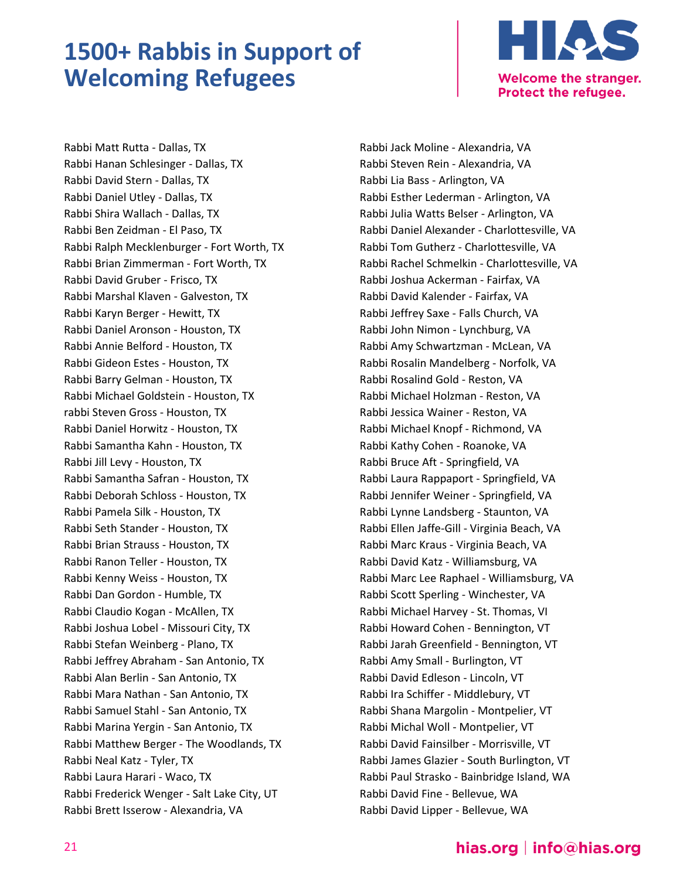# 1500+ Rabbis in Support of Welcoming Refugees

Welcome the stranger.
Protect the refugee.

Rabbi Matt Rutta - Dallas, TX
Rabbi Hanan Schlesinger - Dallas, TX
Rabbi David Stern - Dallas, TX
Rabbi Daniel Utley - Dallas, TX
Rabbi Shira Wallach - Dallas, TX
Rabbi Ben Zeidman - El Paso, TX
Rabbi Ralph Mecklenburger - Fort Worth, TX
Rabbi Brian Zimmerman - Fort Worth, TX
Rabbi David Gruber - Frisco, TX
Rabbi Marshal Klaven - Galveston, TX
Rabbi Karyn Berger - Hewitt, TX
Rabbi Daniel Aronson - Houston, TX
Rabbi Annie Belford - Houston, TX
Rabbi Gideon Estes - Houston, TX
Rabbi Barry Gelman - Houston, TX
Rabbi Michael Goldstein - Houston, TX
rabbi Steven Gross - Houston, TX
Rabbi Daniel Horwitz - Houston, TX
Rabbi Samantha Kahn - Houston, TX
Rabbi Jill Levy - Houston, TX
Rabbi Samantha Safran - Houston, TX
Rabbi Deborah Schloss - Houston, TX
Rabbi Pamela Silk - Houston, TX
Rabbi Seth Stander - Houston, TX
Rabbi Brian Strauss - Houston, TX
Rabbi Ranon Teller - Houston, TX
Rabbi Kenny Weiss - Houston, TX
Rabbi Dan Gordon - Humble, TX
Rabbi Claudio Kogan - McAllen, TX
Rabbi Joshua Lobel - Missouri City, TX
Rabbi Stefan Weinberg - Plano, TX
Rabbi Jeffrey Abraham - San Antonio, TX
Rabbi Alan Berlin - San Antonio, TX
Rabbi Mara Nathan - San Antonio, TX
Rabbi Samuel Stahl - San Antonio, TX
Rabbi Marina Yergin - San Antonio, TX
Rabbi Matthew Berger - The Woodlands, TX
Rabbi Neal Katz - Tyler, TX
Rabbi Laura Harari - Waco, TX
Rabbi Frederick Wenger - Salt Lake City, UT
Rabbi Brett Isserow - Alexandria, VA
Rabbi Jack Moline - Alexandria, VA
Rabbi Steven Rein - Alexandria, VA
Rabbi Lia Bass - Arlington, VA
Rabbi Esther Lederman - Arlington, VA
Rabbi Julia Watts Belser - Arlington, VA
Rabbi Daniel Alexander - Charlottesville, VA
Rabbi Tom Gutherz - Charlottesville, VA
Rabbi Rachel Schmelkin - Charlottesville, VA
Rabbi Joshua Ackerman - Fairfax, VA
Rabbi David Kalender - Fairfax, VA
Rabbi Jeffrey Saxe - Falls Church, VA
Rabbi John Nimon - Lynchburg, VA
Rabbi Amy Schwartzman - McLean, VA
Rabbi Rosalin Mandelberg - Norfolk, VA
Rabbi Rosalind Gold - Reston, VA
Rabbi Michael Holzman - Reston, VA
Rabbi Jessica Wainer - Reston, VA
Rabbi Michael Knopf - Richmond, VA
Rabbi Kathy Cohen - Roanoke, VA
Rabbi Bruce Aft - Springfield, VA
Rabbi Laura Rappaport - Springfield, VA
Rabbi Jennifer Weiner - Springfield, VA
Rabbi Lynne Landsberg - Staunton, VA
Rabbi Ellen Jaffe-Gill - Virginia Beach, VA
Rabbi Marc Kraus - Virginia Beach, VA
Rabbi David Katz - Williamsburg, VA
Rabbi Marc Lee Raphael - Williamsburg, VA
Rabbi Scott Sperling - Winchester, VA
Rabbi Michael Harvey - St. Thomas, VI
Rabbi Howard Cohen - Bennington, VT
Rabbi Jarah Greenfield - Bennington, VT
Rabbi Amy Small - Burlington, VT
Rabbi David Edleson - Lincoln, VT
Rabbi Ira Schiffer - Middlebury, VT
Rabbi Shana Margolin - Montpelier, VT
Rabbi Michal Woll - Montpelier, VT
Rabbi David Fainsilber - Morrisville, VT
Rabbi James Glazier - South Burlington, VT
Rabbi Paul Strasko - Bainbridge Island, WA
Rabbi David Fine - Bellevue, WA
Rabbi David Lipper - Bellevue, WA

hias.org | info@hias.org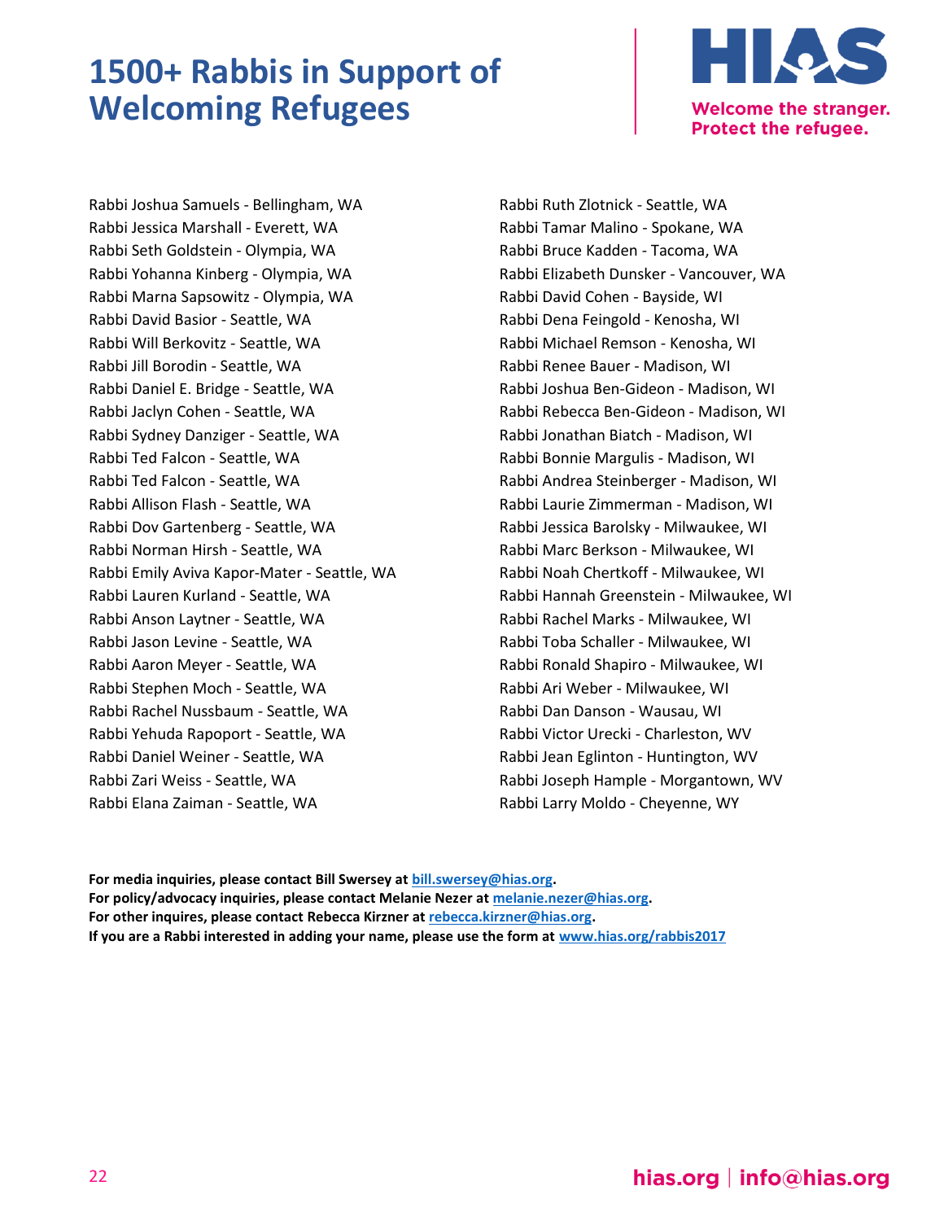# 1500+ Rabbis in Support of Welcoming Refugees

HIAS
Welcome the stranger.
Protect the refugee.

Rabbi Joshua Samuels - Bellingham, WA
Rabbi Jessica Marshall - Everett, WA
Rabbi Seth Goldstein - Olympia, WA
Rabbi Yohanna Kinberg - Olympia, WA
Rabbi Marna Sapsowitz - Olympia, WA
Rabbi David Basior - Seattle, WA
Rabbi Will Berkovitz - Seattle, WA
Rabbi Jill Borodin - Seattle, WA
Rabbi Daniel E. Bridge - Seattle, WA
Rabbi Jaclyn Cohen - Seattle, WA
Rabbi Sydney Danziger - Seattle, WA
Rabbi Ted Falcon - Seattle, WA
Rabbi Ted Falcon - Seattle, WA
Rabbi Allison Flash - Seattle, WA
Rabbi Dov Gartenberg - Seattle, WA
Rabbi Norman Hirsh - Seattle, WA
Rabbi Emily Aviva Kapor-Mater - Seattle, WA
Rabbi Lauren Kurland - Seattle, WA
Rabbi Anson Laytner - Seattle, WA
Rabbi Jason Levine - Seattle, WA
Rabbi Aaron Meyer - Seattle, WA
Rabbi Stephen Moch - Seattle, WA
Rabbi Rachel Nussbaum - Seattle, WA
Rabbi Yehuda Rapoport - Seattle, WA
Rabbi Daniel Weiner - Seattle, WA
Rabbi Zari Weiss - Seattle, WA
Rabbi Elana Zaiman - Seattle, WA
Rabbi Ruth Zlotnick - Seattle, WA
Rabbi Tamar Malino - Spokane, WA
Rabbi Bruce Kadden - Tacoma, WA
Rabbi Elizabeth Dunsker - Vancouver, WA
Rabbi David Cohen - Bayside, WI
Rabbi Dena Feingold - Kenosha, WI
Rabbi Michael Remson - Kenosha, WI
Rabbi Renee Bauer - Madison, WI
Rabbi Joshua Ben-Gideon - Madison, WI
Rabbi Rebecca Ben-Gideon - Madison, WI
Rabbi Jonathan Biatch - Madison, WI
Rabbi Bonnie Margulis - Madison, WI
Rabbi Andrea Steinberger - Madison, WI
Rabbi Laurie Zimmerman - Madison, WI
Rabbi Jessica Barolsky - Milwaukee, WI
Rabbi Marc Berkson - Milwaukee, WI
Rabbi Noah Chertkoff - Milwaukee, WI
Rabbi Hannah Greenstein - Milwaukee, WI
Rabbi Rachel Marks - Milwaukee, WI
Rabbi Toba Schaller - Milwaukee, WI
Rabbi Ronald Shapiro - Milwaukee, WI
Rabbi Ari Weber - Milwaukee, WI
Rabbi Dan Danson - Wausau, WI
Rabbi Victor Urecki - Charleston, WV
Rabbi Jean Eglinton - Huntington, WV
Rabbi Joseph Hample - Morgantown, WV
Rabbi Larry Moldo - Cheyenne, WY

**For media inquiries, please contact Bill Swersey at bill.swersey@hias.org.**
**For policy/advocacy inquiries, please contact Melanie Nezer at melanie.nezer@hias.org.**
**For other inquires, please contact Rebecca Kirzner at rebecca.kirzner@hias.org.**
**If you are a Rabbi interested in adding your name, please use the form at www.hias.org/rabbis2017**